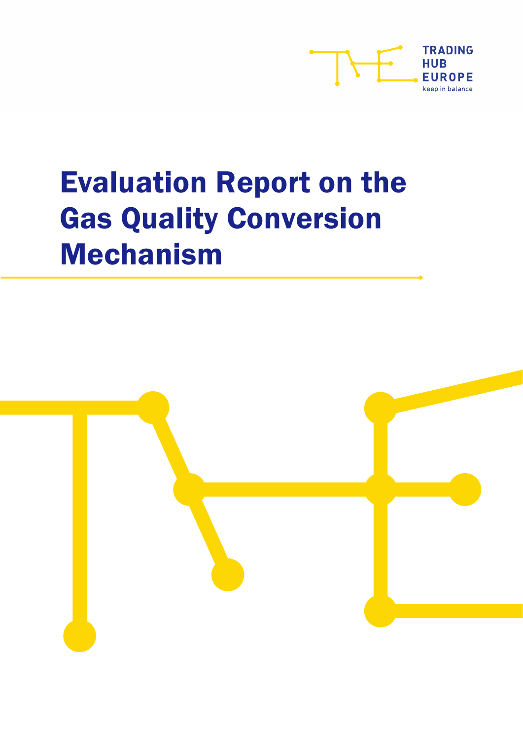TRADING
HUB
EUROPE
keep in balance

# Evaluation Report on the Gas Quality Conversion Mechanism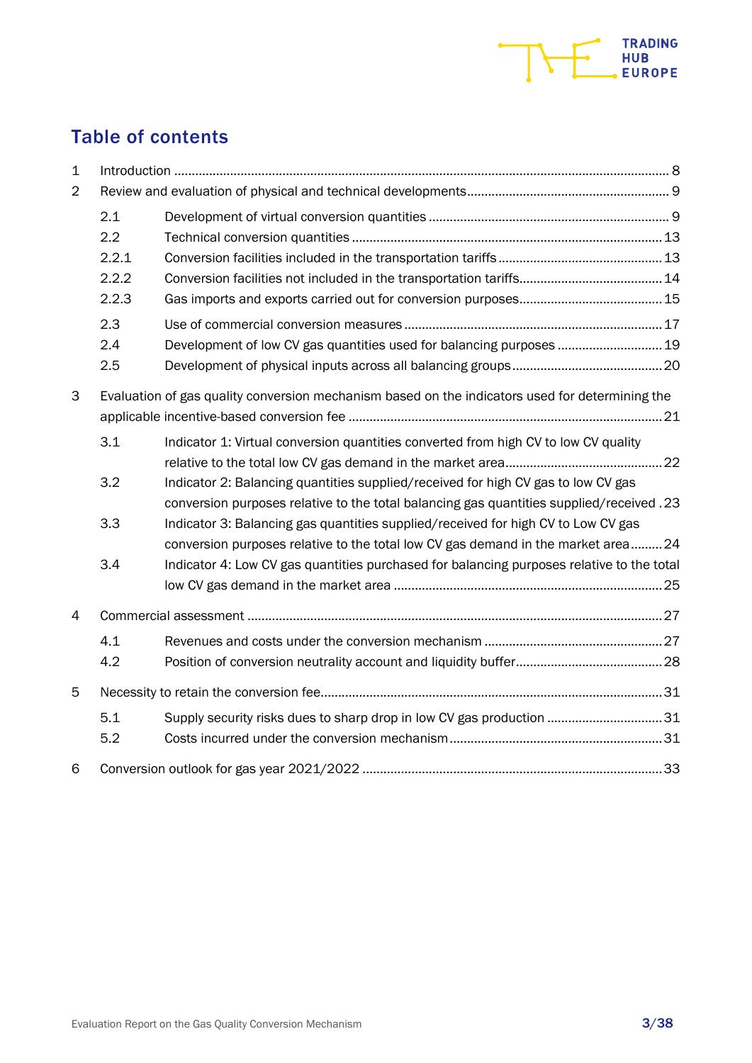# Table of contents

1 Introduction ........ 8

2 Review and evaluation of physical and technical developments ........ 9

- 2.1 Development of virtual conversion quantities ........ 9
- 2.2 Technical conversion quantities ........ 13
- 2.2.1 Conversion facilities included in the transportation tariffs ........ 13
- 2.2.2 Conversion facilities not included in the transportation tariffs ........ 14
- 2.2.3 Gas imports and exports carried out for conversion purposes ........ 15
- 2.3 Use of commercial conversion measures ........ 17
- 2.4 Development of low CV gas quantities used for balancing purposes ........ 19
- 2.5 Development of physical inputs across all balancing groups ........ 20

3 Evaluation of gas quality conversion mechanism based on the indicators used for determining the applicable incentive-based conversion fee ........ 21

- 3.1 Indicator 1: Virtual conversion quantities converted from high CV to low CV quality relative to the total low CV gas demand in the market area ........ 22
- 3.2 Indicator 2: Balancing quantities supplied/received for high CV gas to low CV gas conversion purposes relative to the total balancing gas quantities supplied/received ........ 23
- 3.3 Indicator 3: Balancing gas quantities supplied/received for high CV to Low CV gas conversion purposes relative to the total low CV gas demand in the market area ........ 24
- 3.4 Indicator 4: Low CV gas quantities purchased for balancing purposes relative to the total low CV gas demand in the market area ........ 25

4 Commercial assessment ........ 27

- 4.1 Revenues and costs under the conversion mechanism ........ 27
- 4.2 Position of conversion neutrality account and liquidity buffer ........ 28

5 Necessity to retain the conversion fee ........ 31

- 5.1 Supply security risks dues to sharp drop in low CV gas production ........ 31
- 5.2 Costs incurred under the conversion mechanism ........ 31

6 Conversion outlook for gas year 2021/2022 ........ 33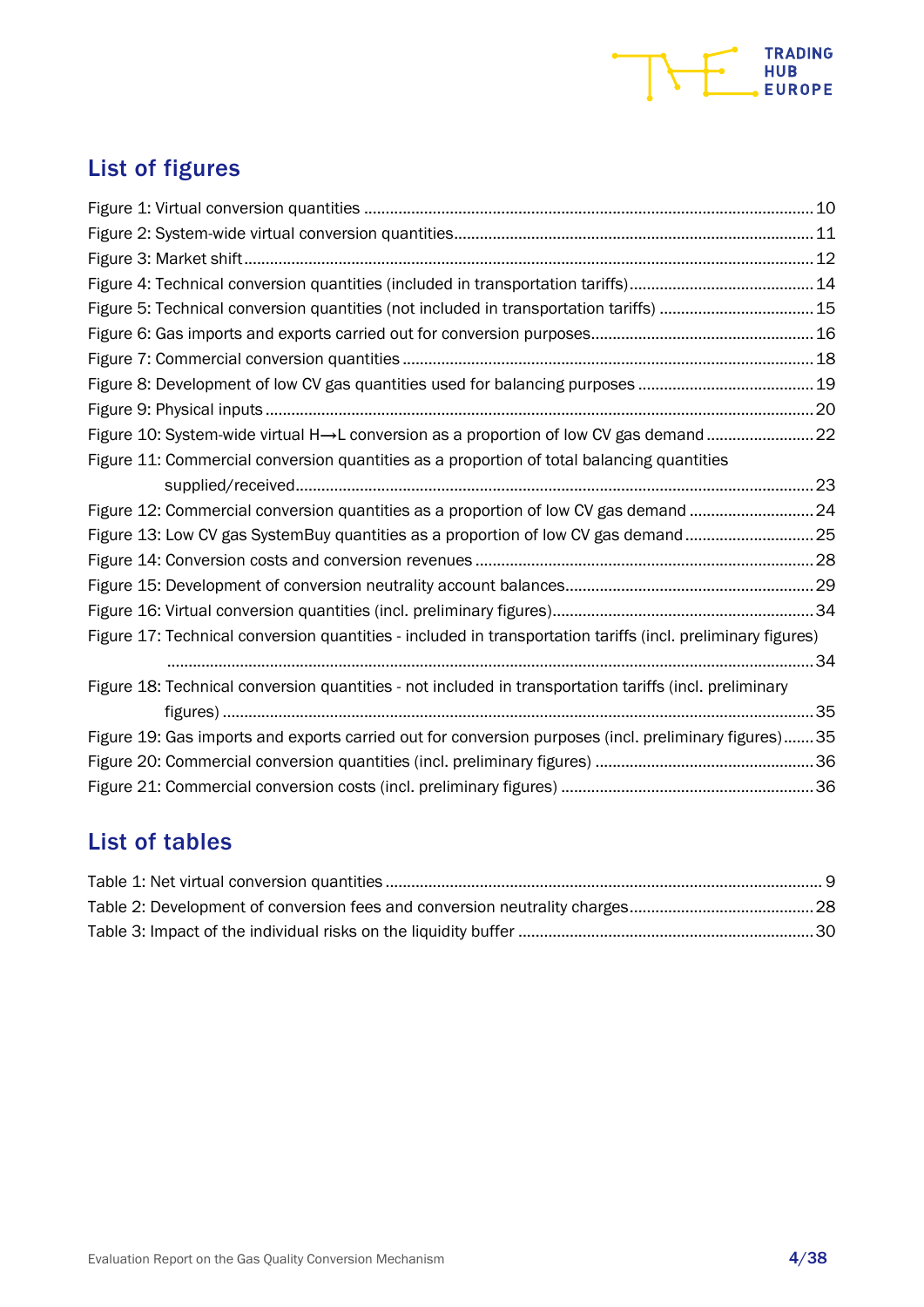## List of figures

Figure 1: Virtual conversion quantities ........................................................................................ 10
Figure 2: System-wide virtual conversion quantities.................................................................... 11
Figure 3: Market shift ..................................................................................................................... 12
Figure 4: Technical conversion quantities (included in transportation tariffs) ............................ 14
Figure 5: Technical conversion quantities (not included in transportation tariffs) ..................... 15
Figure 6: Gas imports and exports carried out for conversion purposes..................................... 16
Figure 7: Commercial conversion quantities ................................................................................ 18
Figure 8: Development of low CV gas quantities used for balancing purposes .......................... 19
Figure 9: Physical inputs ................................................................................................................ 20
Figure 10: System-wide virtual H⟶L conversion as a proportion of low CV gas demand ........... 22
Figure 11: Commercial conversion quantities as a proportion of total balancing quantities supplied/received ......................................................................................................... 23
Figure 12: Commercial conversion quantities as a proportion of low CV gas demand ............... 24
Figure 13: Low CV gas SystemBuy quantities as a proportion of low CV gas demand ................ 25
Figure 14: Conversion costs and conversion revenues ................................................................ 28
Figure 15: Development of conversion neutrality account balances............................................ 29
Figure 16: Virtual conversion quantities (incl. preliminary figures).............................................. 34
Figure 17: Technical conversion quantities - included in transportation tariffs (incl. preliminary figures) ...................................................................................................................... 34
Figure 18: Technical conversion quantities - not included in transportation tariffs (incl. preliminary figures) .......................................................................................................... 35
Figure 19: Gas imports and exports carried out for conversion purposes (incl. preliminary figures) ....... 35
Figure 20: Commercial conversion quantities (incl. preliminary figures) .................................... 36
Figure 21: Commercial conversion costs (incl. preliminary figures) ............................................ 36

## List of tables

Table 1: Net virtual conversion quantities ...................................................................................... 9
Table 2: Development of conversion fees and conversion neutrality charges ............................. 28
Table 3: Impact of the individual risks on the liquidity buffer ...................................................... 30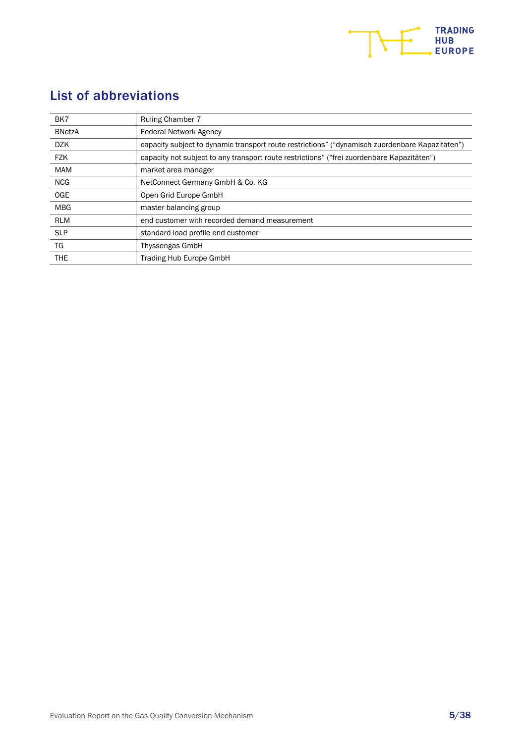## List of abbreviations

| | |
|---|---|
| BK7 | Ruling Chamber 7 |
| BNetzA | Federal Network Agency |
| DZK | capacity subject to dynamic transport route restrictions" ("dynamisch zuordenbare Kapazitäten") |
| FZK | capacity not subject to any transport route restrictions" ("frei zuordenbare Kapazitäten") |
| MAM | market area manager |
| NCG | NetConnect Germany GmbH & Co. KG |
| OGE | Open Grid Europe GmbH |
| MBG | master balancing group |
| RLM | end customer with recorded demand measurement |
| SLP | standard load profile end customer |
| TG | Thyssengas GmbH |
| THE | Trading Hub Europe GmbH |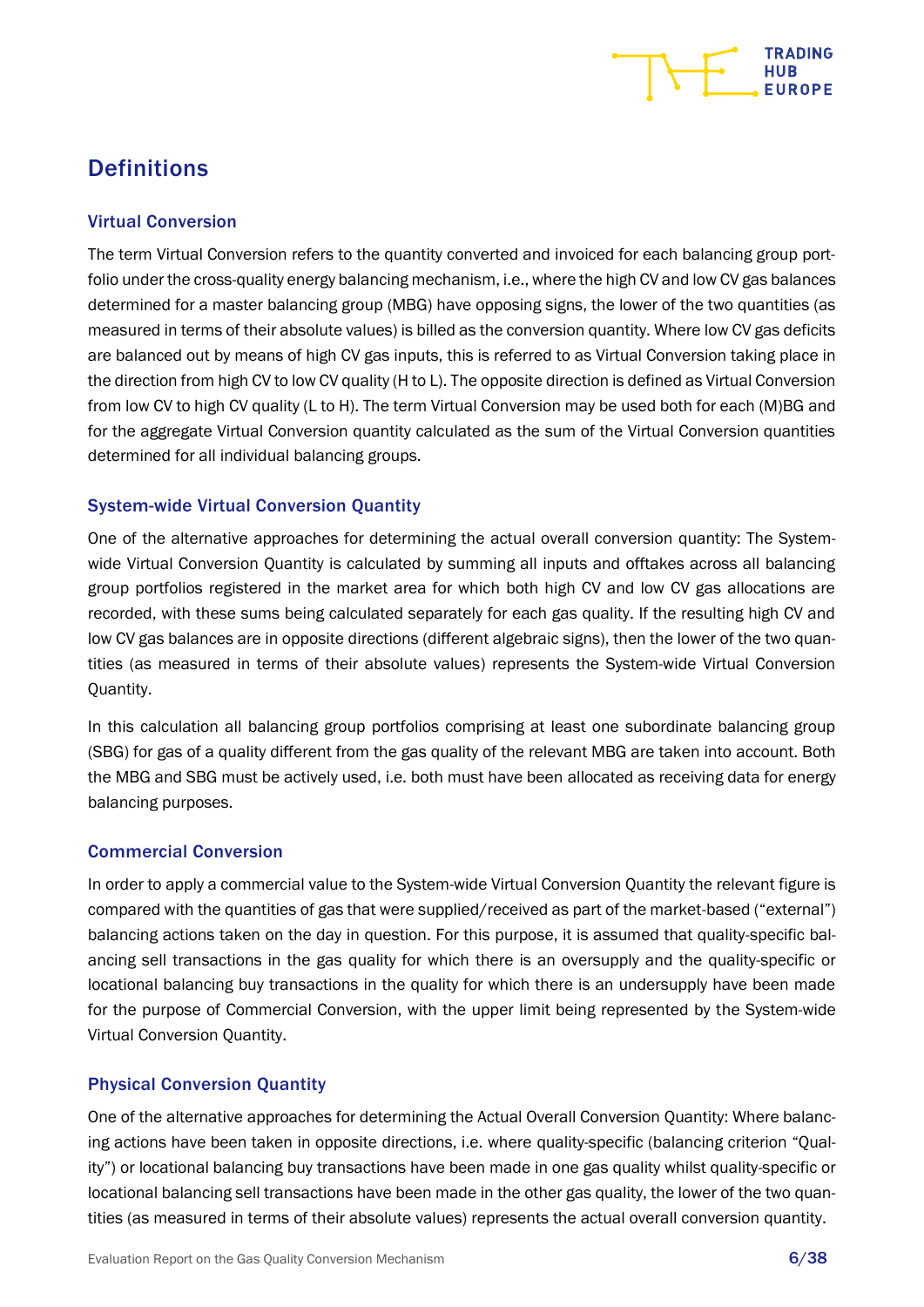# Definitions

## Virtual Conversion

The term Virtual Conversion refers to the quantity converted and invoiced for each balancing group portfolio under the cross-quality energy balancing mechanism, i.e., where the high CV and low CV gas balances determined for a master balancing group (MBG) have opposing signs, the lower of the two quantities (as measured in terms of their absolute values) is billed as the conversion quantity. Where low CV gas deficits are balanced out by means of high CV gas inputs, this is referred to as Virtual Conversion taking place in the direction from high CV to low CV quality (H to L). The opposite direction is defined as Virtual Conversion from low CV to high CV quality (L to H). The term Virtual Conversion may be used both for each (M)BG and for the aggregate Virtual Conversion quantity calculated as the sum of the Virtual Conversion quantities determined for all individual balancing groups.

## System-wide Virtual Conversion Quantity

One of the alternative approaches for determining the actual overall conversion quantity: The System-wide Virtual Conversion Quantity is calculated by summing all inputs and offtakes across all balancing group portfolios registered in the market area for which both high CV and low CV gas allocations are recorded, with these sums being calculated separately for each gas quality. If the resulting high CV and low CV gas balances are in opposite directions (different algebraic signs), then the lower of the two quantities (as measured in terms of their absolute values) represents the System-wide Virtual Conversion Quantity.

In this calculation all balancing group portfolios comprising at least one subordinate balancing group (SBG) for gas of a quality different from the gas quality of the relevant MBG are taken into account. Both the MBG and SBG must be actively used, i.e. both must have been allocated as receiving data for energy balancing purposes.

## Commercial Conversion

In order to apply a commercial value to the System-wide Virtual Conversion Quantity the relevant figure is compared with the quantities of gas that were supplied/received as part of the market-based ("external") balancing actions taken on the day in question. For this purpose, it is assumed that quality-specific balancing sell transactions in the gas quality for which there is an oversupply and the quality-specific or locational balancing buy transactions in the quality for which there is an undersupply have been made for the purpose of Commercial Conversion, with the upper limit being represented by the System-wide Virtual Conversion Quantity.

## Physical Conversion Quantity

One of the alternative approaches for determining the Actual Overall Conversion Quantity: Where balancing actions have been taken in opposite directions, i.e. where quality-specific (balancing criterion "Quality") or locational balancing buy transactions have been made in one gas quality whilst quality-specific or locational balancing sell transactions have been made in the other gas quality, the lower of the two quantities (as measured in terms of their absolute values) represents the actual overall conversion quantity.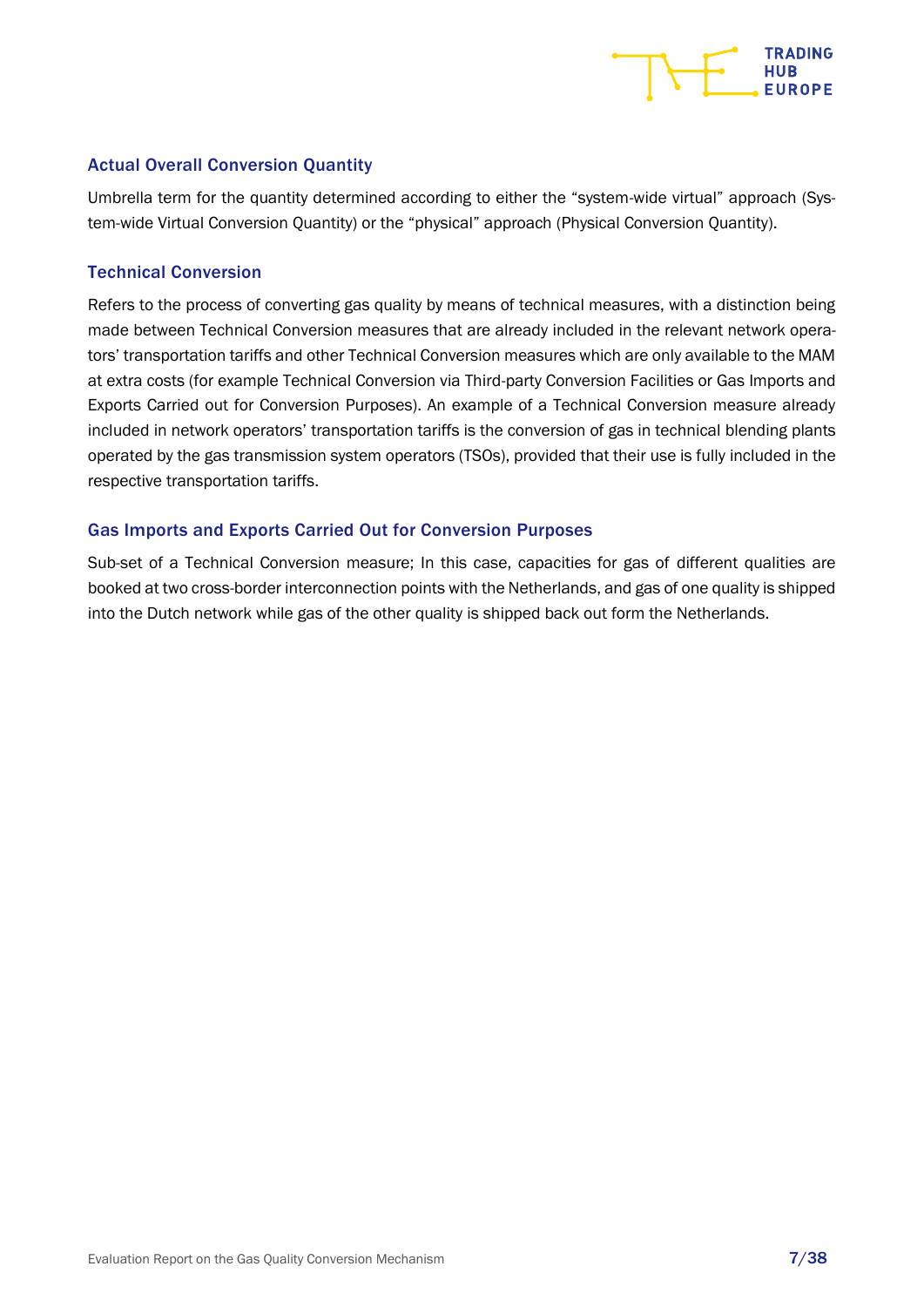### Actual Overall Conversion Quantity

Umbrella term for the quantity determined according to either the "system-wide virtual" approach (System-wide Virtual Conversion Quantity) or the "physical" approach (Physical Conversion Quantity).

### Technical Conversion

Refers to the process of converting gas quality by means of technical measures, with a distinction being made between Technical Conversion measures that are already included in the relevant network operators' transportation tariffs and other Technical Conversion measures which are only available to the MAM at extra costs (for example Technical Conversion via Third-party Conversion Facilities or Gas Imports and Exports Carried out for Conversion Purposes). An example of a Technical Conversion measure already included in network operators' transportation tariffs is the conversion of gas in technical blending plants operated by the gas transmission system operators (TSOs), provided that their use is fully included in the respective transportation tariffs.

### Gas Imports and Exports Carried Out for Conversion Purposes

Sub-set of a Technical Conversion measure; In this case, capacities for gas of different qualities are booked at two cross-border interconnection points with the Netherlands, and gas of one quality is shipped into the Dutch network while gas of the other quality is shipped back out form the Netherlands.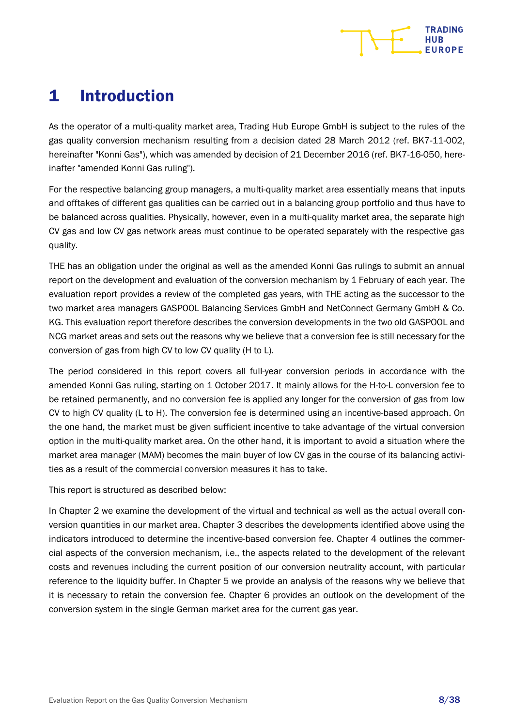# 1 Introduction

As the operator of a multi-quality market area, Trading Hub Europe GmbH is subject to the rules of the gas quality conversion mechanism resulting from a decision dated 28 March 2012 (ref. BK7-11-002, hereinafter "Konni Gas"), which was amended by decision of 21 December 2016 (ref. BK7-16-050, hereinafter "amended Konni Gas ruling").

For the respective balancing group managers, a multi-quality market area essentially means that inputs and offtakes of different gas qualities can be carried out in a balancing group portfolio and thus have to be balanced across qualities. Physically, however, even in a multi-quality market area, the separate high CV gas and low CV gas network areas must continue to be operated separately with the respective gas quality.

THE has an obligation under the original as well as the amended Konni Gas rulings to submit an annual report on the development and evaluation of the conversion mechanism by 1 February of each year. The evaluation report provides a review of the completed gas years, with THE acting as the successor to the two market area managers GASPOOL Balancing Services GmbH and NetConnect Germany GmbH & Co. KG. This evaluation report therefore describes the conversion developments in the two old GASPOOL and NCG market areas and sets out the reasons why we believe that a conversion fee is still necessary for the conversion of gas from high CV to low CV quality (H to L).

The period considered in this report covers all full-year conversion periods in accordance with the amended Konni Gas ruling, starting on 1 October 2017. It mainly allows for the H-to-L conversion fee to be retained permanently, and no conversion fee is applied any longer for the conversion of gas from low CV to high CV quality (L to H). The conversion fee is determined using an incentive-based approach. On the one hand, the market must be given sufficient incentive to take advantage of the virtual conversion option in the multi-quality market area. On the other hand, it is important to avoid a situation where the market area manager (MAM) becomes the main buyer of low CV gas in the course of its balancing activities as a result of the commercial conversion measures it has to take.

This report is structured as described below:

In Chapter 2 we examine the development of the virtual and technical as well as the actual overall conversion quantities in our market area. Chapter 3 describes the developments identified above using the indicators introduced to determine the incentive-based conversion fee. Chapter 4 outlines the commercial aspects of the conversion mechanism, i.e., the aspects related to the development of the relevant costs and revenues including the current position of our conversion neutrality account, with particular reference to the liquidity buffer. In Chapter 5 we provide an analysis of the reasons why we believe that it is necessary to retain the conversion fee. Chapter 6 provides an outlook on the development of the conversion system in the single German market area for the current gas year.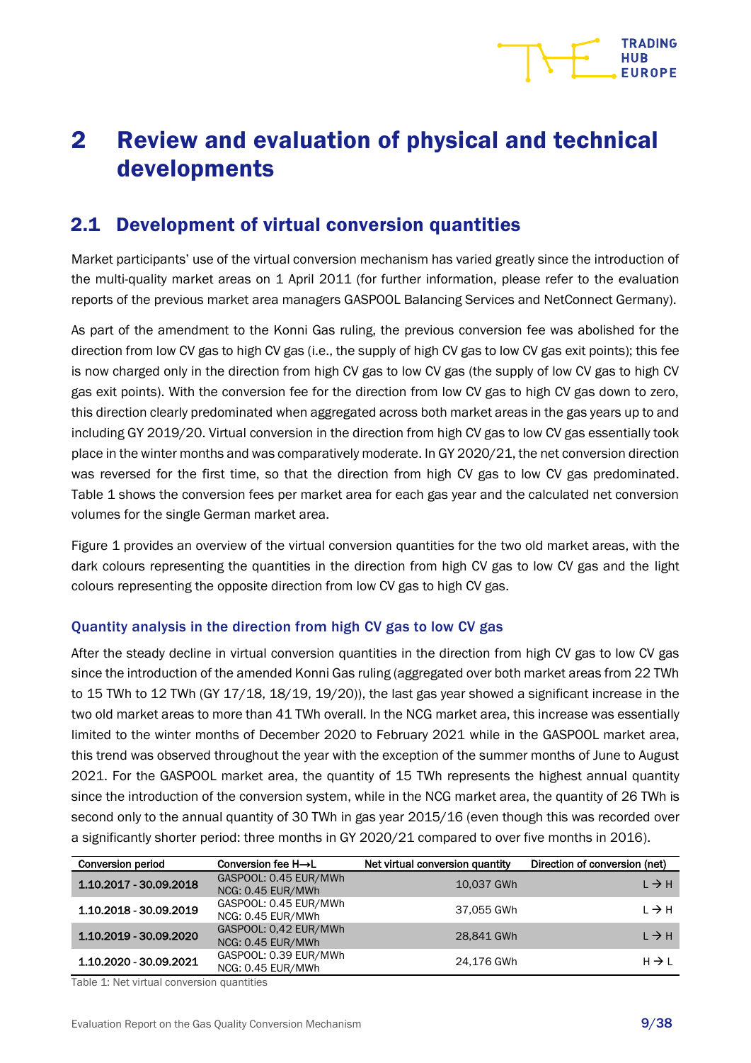# 2 Review and evaluation of physical and technical developments

## 2.1 Development of virtual conversion quantities

Market participants' use of the virtual conversion mechanism has varied greatly since the introduction of the multi-quality market areas on 1 April 2011 (for further information, please refer to the evaluation reports of the previous market area managers GASPOOL Balancing Services and NetConnect Germany).

As part of the amendment to the Konni Gas ruling, the previous conversion fee was abolished for the direction from low CV gas to high CV gas (i.e., the supply of high CV gas to low CV gas exit points); this fee is now charged only in the direction from high CV gas to low CV gas (the supply of low CV gas to high CV gas exit points). With the conversion fee for the direction from low CV gas to high CV gas down to zero, this direction clearly predominated when aggregated across both market areas in the gas years up to and including GY 2019/20. Virtual conversion in the direction from high CV gas to low CV gas essentially took place in the winter months and was comparatively moderate. In GY 2020/21, the net conversion direction was reversed for the first time, so that the direction from high CV gas to low CV gas predominated. Table 1 shows the conversion fees per market area for each gas year and the calculated net conversion volumes for the single German market area.

Figure 1 provides an overview of the virtual conversion quantities for the two old market areas, with the dark colours representing the quantities in the direction from high CV gas to low CV gas and the light colours representing the opposite direction from low CV gas to high CV gas.

### Quantity analysis in the direction from high CV gas to low CV gas

After the steady decline in virtual conversion quantities in the direction from high CV gas to low CV gas since the introduction of the amended Konni Gas ruling (aggregated over both market areas from 22 TWh to 15 TWh to 12 TWh (GY 17/18, 18/19, 19/20)), the last gas year showed a significant increase in the two old market areas to more than 41 TWh overall. In the NCG market area, this increase was essentially limited to the winter months of December 2020 to February 2021 while in the GASPOOL market area, this trend was observed throughout the year with the exception of the summer months of June to August 2021. For the GASPOOL market area, the quantity of 15 TWh represents the highest annual quantity since the introduction of the conversion system, while in the NCG market area, the quantity of 26 TWh is second only to the annual quantity of 30 TWh in gas year 2015/16 (even though this was recorded over a significantly shorter period: three months in GY 2020/21 compared to over five months in 2016).

| Conversion period | Conversion fee H→L | Net virtual conversion quantity | Direction of conversion (net) |
|---|---|---|---|
| 1.10.2017 - 30.09.2018 | GASPOOL: 0.45 EUR/MWh NCG: 0.45 EUR/MWh | 10,037 GWh | L → H |
| 1.10.2018 - 30.09.2019 | GASPOOL: 0.45 EUR/MWh NCG: 0.45 EUR/MWh | 37,055 GWh | L → H |
| 1.10.2019 - 30.09.2020 | GASPOOL: 0,42 EUR/MWh NCG: 0.45 EUR/MWh | 28,841 GWh | L → H |
| 1.10.2020 - 30.09.2021 | GASPOOL: 0.39 EUR/MWh NCG: 0.45 EUR/MWh | 24,176 GWh | H → L |

Table 1: Net virtual conversion quantities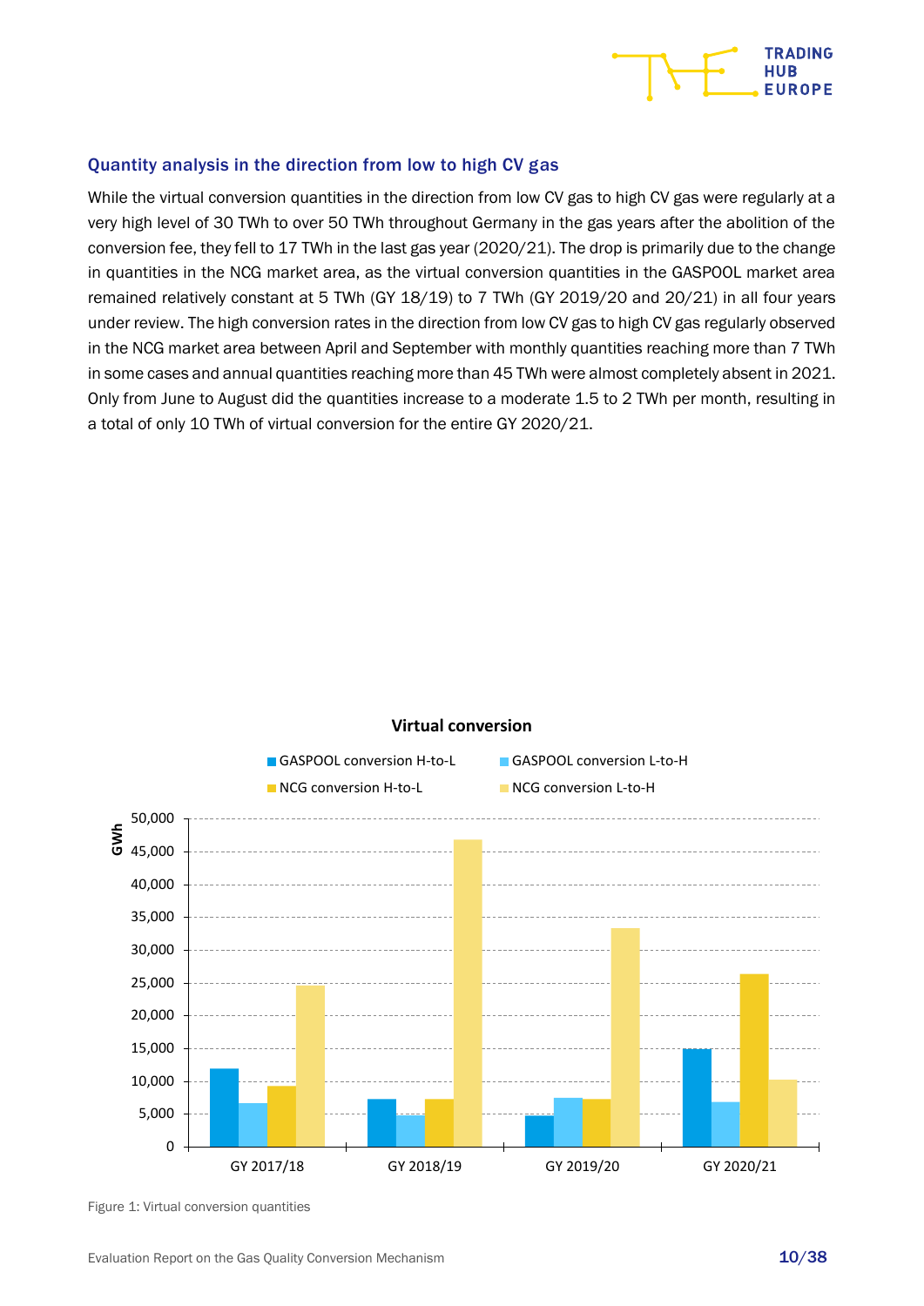### Quantity analysis in the direction from low to high CV gas

While the virtual conversion quantities in the direction from low CV gas to high CV gas were regularly at a very high level of 30 TWh to over 50 TWh throughout Germany in the gas years after the abolition of the conversion fee, they fell to 17 TWh in the last gas year (2020/21). The drop is primarily due to the change in quantities in the NCG market area, as the virtual conversion quantities in the GASPOOL market area remained relatively constant at 5 TWh (GY 18/19) to 7 TWh (GY 2019/20 and 20/21) in all four years under review. The high conversion rates in the direction from low CV gas to high CV gas regularly observed in the NCG market area between April and September with monthly quantities reaching more than 7 TWh in some cases and annual quantities reaching more than 45 TWh were almost completely absent in 2021. Only from June to August did the quantities increase to a moderate 1.5 to 2 TWh per month, resulting in a total of only 10 TWh of virtual conversion for the entire GY 2020/21.

Figure 1: Virtual conversion quantities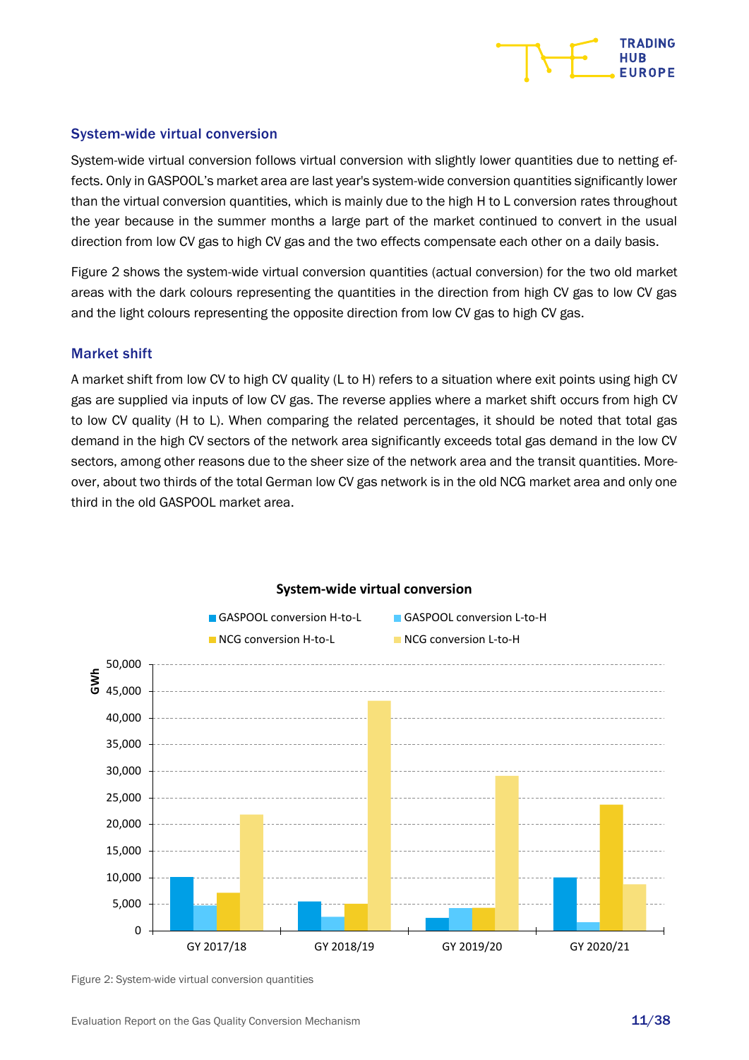### System-wide virtual conversion

System-wide virtual conversion follows virtual conversion with slightly lower quantities due to netting effects. Only in GASPOOL's market area are last year's system-wide conversion quantities significantly lower than the virtual conversion quantities, which is mainly due to the high H to L conversion rates throughout the year because in the summer months a large part of the market continued to convert in the usual direction from low CV gas to high CV gas and the two effects compensate each other on a daily basis.

Figure 2 shows the system-wide virtual conversion quantities (actual conversion) for the two old market areas with the dark colours representing the quantities in the direction from high CV gas to low CV gas and the light colours representing the opposite direction from low CV gas to high CV gas.

### Market shift

A market shift from low CV to high CV quality (L to H) refers to a situation where exit points using high CV gas are supplied via inputs of low CV gas. The reverse applies where a market shift occurs from high CV to low CV quality (H to L). When comparing the related percentages, it should be noted that total gas demand in the high CV sectors of the network area significantly exceeds total gas demand in the low CV sectors, among other reasons due to the sheer size of the network area and the transit quantities. Moreover, about two thirds of the total German low CV gas network is in the old NCG market area and only one third in the old GASPOOL market area.

Figure 2: System-wide virtual conversion quantities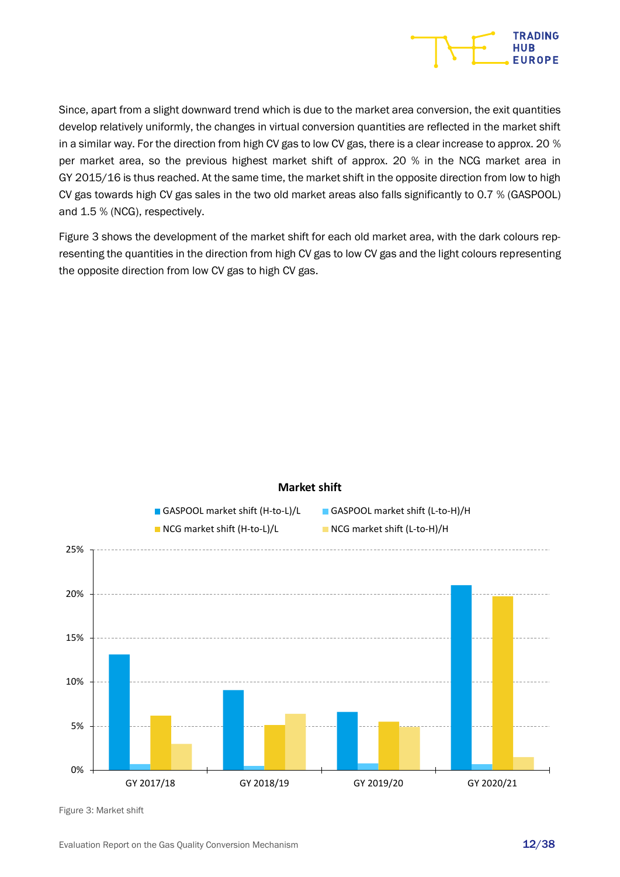Since, apart from a slight downward trend which is due to the market area conversion, the exit quantities develop relatively uniformly, the changes in virtual conversion quantities are reflected in the market shift in a similar way. For the direction from high CV gas to low CV gas, there is a clear increase to approx. 20 % per market area, so the previous highest market shift of approx. 20 % in the NCG market area in GY 2015/16 is thus reached. At the same time, the market shift in the opposite direction from low to high CV gas towards high CV gas sales in the two old market areas also falls significantly to 0.7 % (GASPOOL) and 1.5 % (NCG), respectively.

Figure 3 shows the development of the market shift for each old market area, with the dark colours representing the quantities in the direction from high CV gas to low CV gas and the light colours representing the opposite direction from low CV gas to high CV gas.

Figure 3: Market shift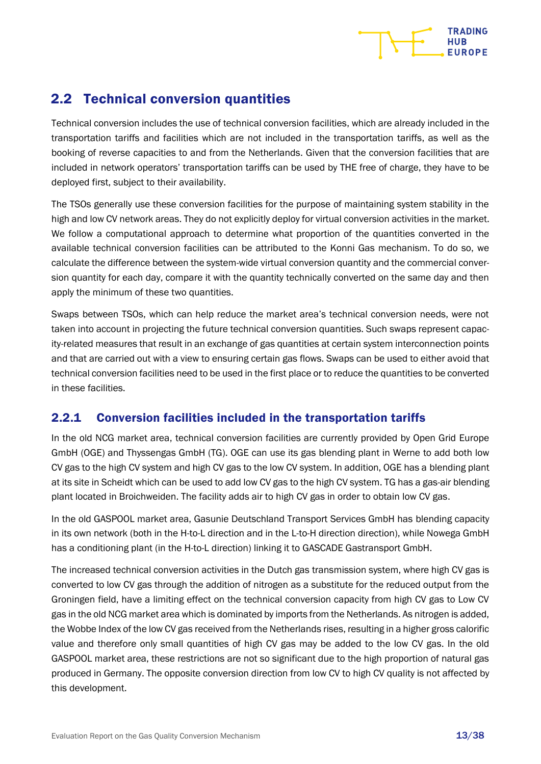## 2.2 Technical conversion quantities

Technical conversion includes the use of technical conversion facilities, which are already included in the transportation tariffs and facilities which are not included in the transportation tariffs, as well as the booking of reverse capacities to and from the Netherlands. Given that the conversion facilities that are included in network operators' transportation tariffs can be used by THE free of charge, they have to be deployed first, subject to their availability.

The TSOs generally use these conversion facilities for the purpose of maintaining system stability in the high and low CV network areas. They do not explicitly deploy for virtual conversion activities in the market. We follow a computational approach to determine what proportion of the quantities converted in the available technical conversion facilities can be attributed to the Konni Gas mechanism. To do so, we calculate the difference between the system-wide virtual conversion quantity and the commercial conversion quantity for each day, compare it with the quantity technically converted on the same day and then apply the minimum of these two quantities.

Swaps between TSOs, which can help reduce the market area's technical conversion needs, were not taken into account in projecting the future technical conversion quantities. Such swaps represent capacity-related measures that result in an exchange of gas quantities at certain system interconnection points and that are carried out with a view to ensuring certain gas flows. Swaps can be used to either avoid that technical conversion facilities need to be used in the first place or to reduce the quantities to be converted in these facilities.

### 2.2.1 Conversion facilities included in the transportation tariffs

In the old NCG market area, technical conversion facilities are currently provided by Open Grid Europe GmbH (OGE) and Thyssengas GmbH (TG). OGE can use its gas blending plant in Werne to add both low CV gas to the high CV system and high CV gas to the low CV system. In addition, OGE has a blending plant at its site in Scheidt which can be used to add low CV gas to the high CV system. TG has a gas-air blending plant located in Broichweiden. The facility adds air to high CV gas in order to obtain low CV gas.

In the old GASPOOL market area, Gasunie Deutschland Transport Services GmbH has blending capacity in its own network (both in the H-to-L direction and in the L-to-H direction direction), while Nowega GmbH has a conditioning plant (in the H-to-L direction) linking it to GASCADE Gastransport GmbH.

The increased technical conversion activities in the Dutch gas transmission system, where high CV gas is converted to low CV gas through the addition of nitrogen as a substitute for the reduced output from the Groningen field, have a limiting effect on the technical conversion capacity from high CV gas to Low CV gas in the old NCG market area which is dominated by imports from the Netherlands. As nitrogen is added, the Wobbe Index of the low CV gas received from the Netherlands rises, resulting in a higher gross calorific value and therefore only small quantities of high CV gas may be added to the low CV gas. In the old GASPOOL market area, these restrictions are not so significant due to the high proportion of natural gas produced in Germany. The opposite conversion direction from low CV to high CV quality is not affected by this development.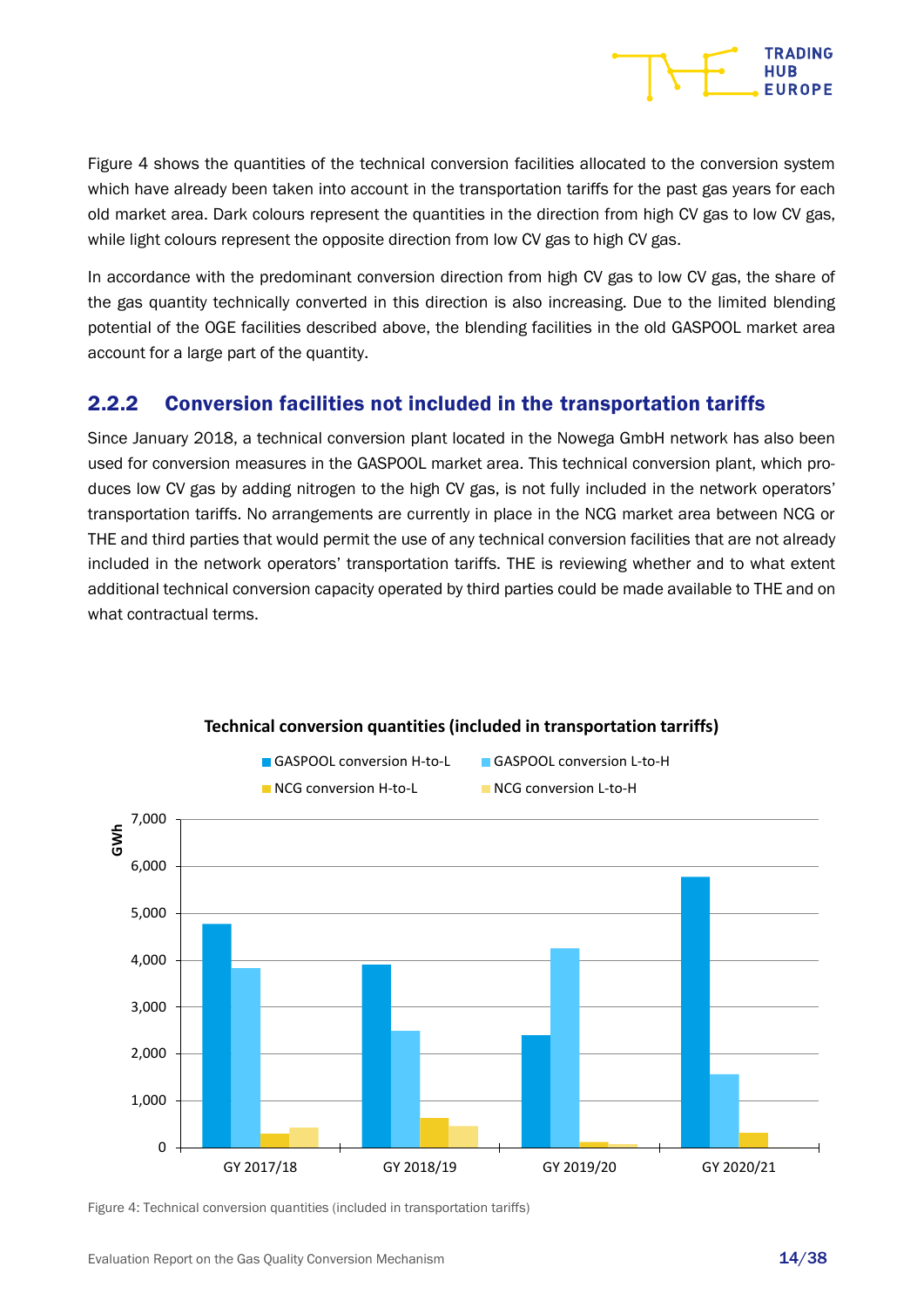Figure 4 shows the quantities of the technical conversion facilities allocated to the conversion system which have already been taken into account in the transportation tariffs for the past gas years for each old market area. Dark colours represent the quantities in the direction from high CV gas to low CV gas, while light colours represent the opposite direction from low CV gas to high CV gas.

In accordance with the predominant conversion direction from high CV gas to low CV gas, the share of the gas quantity technically converted in this direction is also increasing. Due to the limited blending potential of the OGE facilities described above, the blending facilities in the old GASPOOL market area account for a large part of the quantity.

## 2.2.2 Conversion facilities not included in the transportation tariffs

Since January 2018, a technical conversion plant located in the Nowega GmbH network has also been used for conversion measures in the GASPOOL market area. This technical conversion plant, which produces low CV gas by adding nitrogen to the high CV gas, is not fully included in the network operators' transportation tariffs. No arrangements are currently in place in the NCG market area between NCG or THE and third parties that would permit the use of any technical conversion facilities that are not already included in the network operators' transportation tariffs. THE is reviewing whether and to what extent additional technical conversion capacity operated by third parties could be made available to THE and on what contractual terms.

**Technical conversion quantities (included in transportation tarriffs)**

Legend: GASPOOL conversion H-to-L; GASPOOL conversion L-to-H; NCG conversion H-to-L; NCG conversion L-to-H

| GWh | GY 2017/18 | GY 2018/19 | GY 2019/20 | GY 2020/21 |
|---|---|---|---|---|
| GASPOOL conversion H-to-L | ~4,780 | ~3,920 | ~2,400 | ~5,780 |
| GASPOOL conversion L-to-H | ~3,840 | ~2,490 | ~4,250 | ~1,560 |
| NCG conversion H-to-L | ~300 | ~630 | ~120 | ~320 |
| NCG conversion L-to-H | ~430 | ~460 | ~80 | |

Figure 4: Technical conversion quantities (included in transportation tariffs)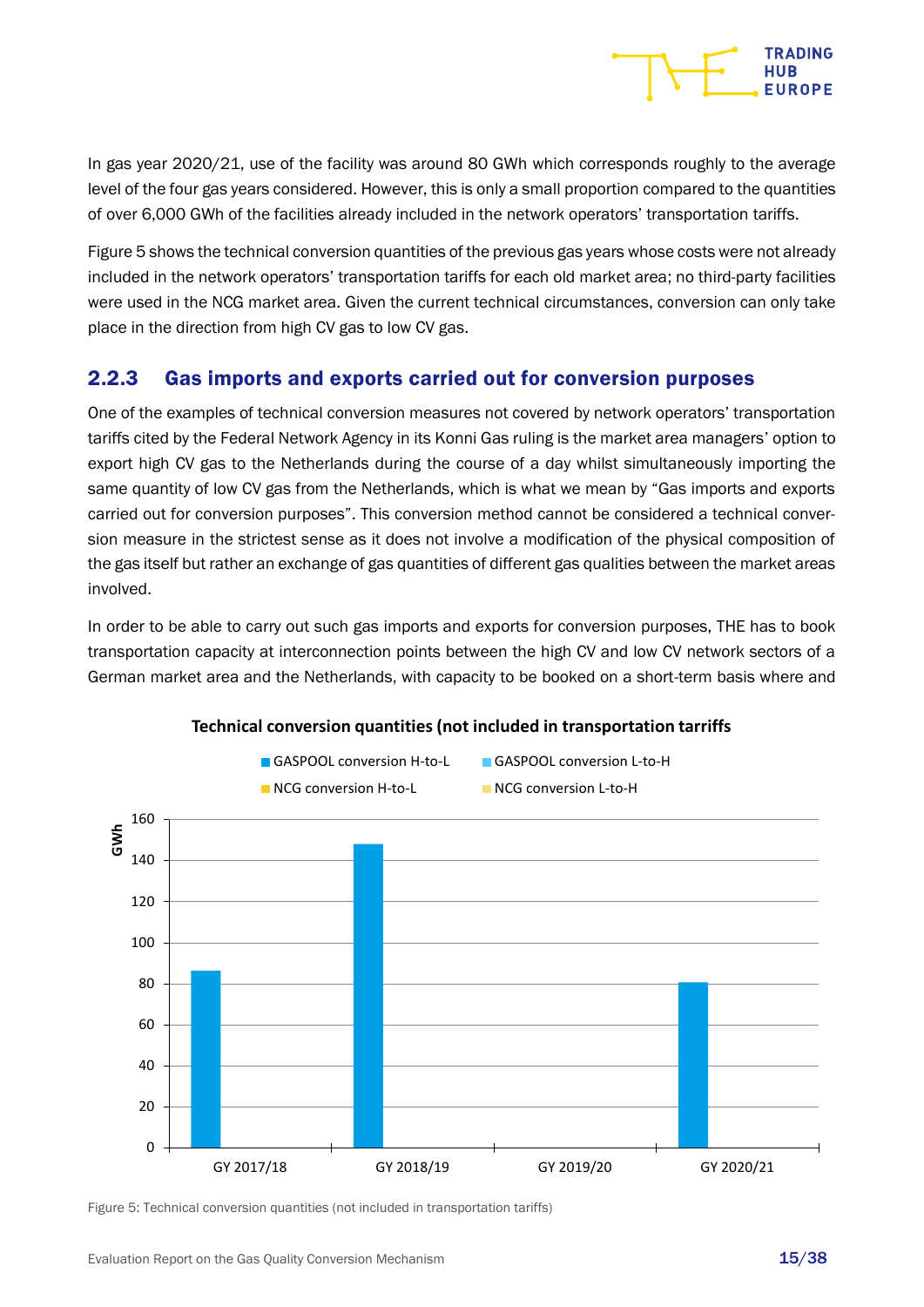In gas year 2020/21, use of the facility was around 80 GWh which corresponds roughly to the average level of the four gas years considered. However, this is only a small proportion compared to the quantities of over 6,000 GWh of the facilities already included in the network operators' transportation tariffs.

Figure 5 shows the technical conversion quantities of the previous gas years whose costs were not already included in the network operators' transportation tariffs for each old market area; no third-party facilities were used in the NCG market area. Given the current technical circumstances, conversion can only take place in the direction from high CV gas to low CV gas.

### 2.2.3 Gas imports and exports carried out for conversion purposes

One of the examples of technical conversion measures not covered by network operators' transportation tariffs cited by the Federal Network Agency in its Konni Gas ruling is the market area managers' option to export high CV gas to the Netherlands during the course of a day whilst simultaneously importing the same quantity of low CV gas from the Netherlands, which is what we mean by "Gas imports and exports carried out for conversion purposes". This conversion method cannot be considered a technical conversion measure in the strictest sense as it does not involve a modification of the physical composition of the gas itself but rather an exchange of gas quantities of different gas qualities between the market areas involved.

In order to be able to carry out such gas imports and exports for conversion purposes, THE has to book transportation capacity at interconnection points between the high CV and low CV network sectors of a German market area and the Netherlands, with capacity to be booked on a short-term basis where and

**Technical conversion quantities (not included in transportation tarriffs**

| GWh | GY 2017/18 | GY 2018/19 | GY 2019/20 | GY 2020/21 |
|---|---|---|---|---|
| GASPOOL conversion H-to-L | ~86 | ~148 | 0 | ~81 |
| GASPOOL conversion L-to-H | 0 | 0 | 0 | 0 |
| NCG conversion H-to-L | 0 | 0 | 0 | 0 |
| NCG conversion L-to-H | 0 | 0 | 0 | 0 |

Figure 5: Technical conversion quantities (not included in transportation tariffs)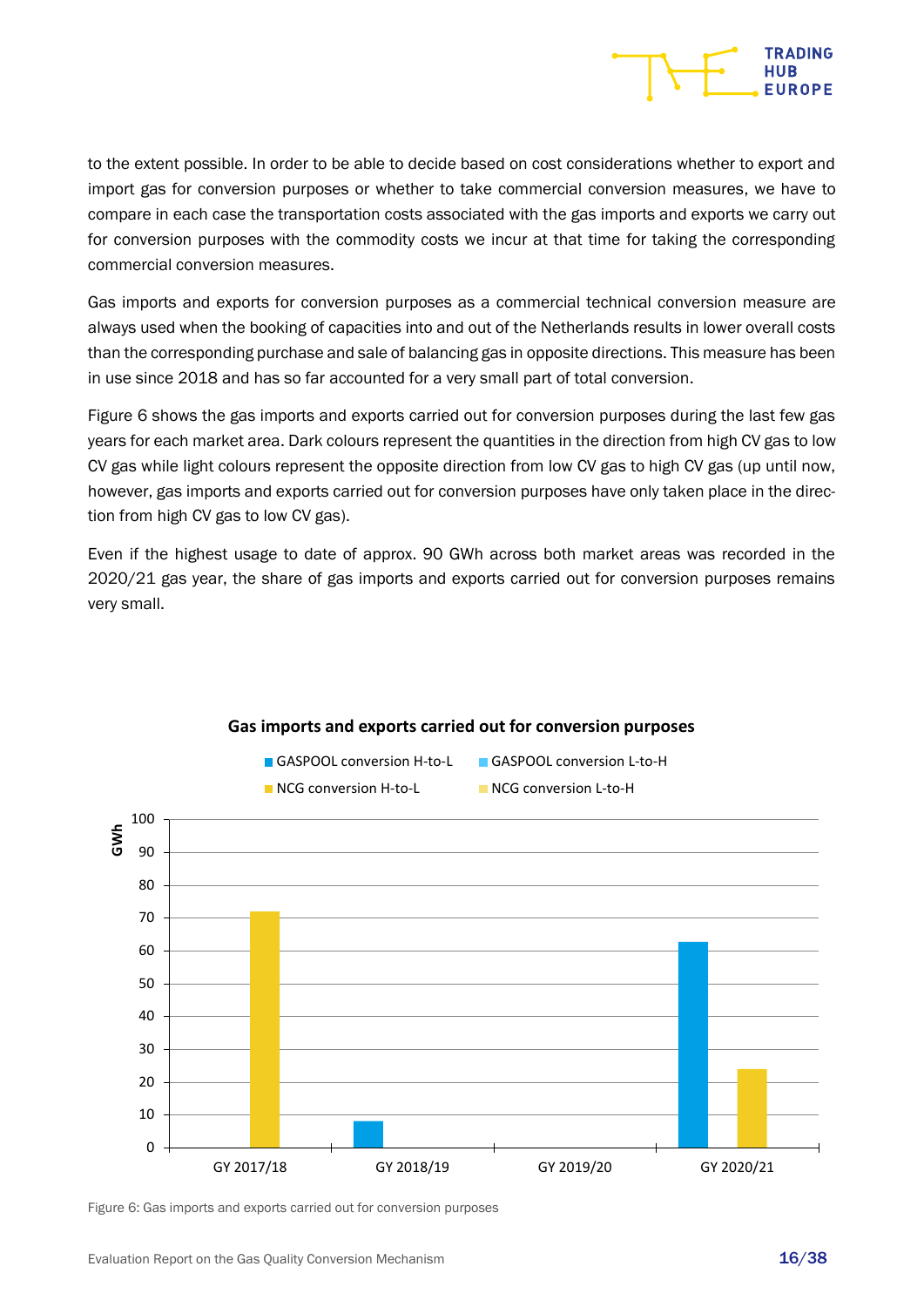to the extent possible. In order to be able to decide based on cost considerations whether to export and import gas for conversion purposes or whether to take commercial conversion measures, we have to compare in each case the transportation costs associated with the gas imports and exports we carry out for conversion purposes with the commodity costs we incur at that time for taking the corresponding commercial conversion measures.

Gas imports and exports for conversion purposes as a commercial technical conversion measure are always used when the booking of capacities into and out of the Netherlands results in lower overall costs than the corresponding purchase and sale of balancing gas in opposite directions. This measure has been in use since 2018 and has so far accounted for a very small part of total conversion.

Figure 6 shows the gas imports and exports carried out for conversion purposes during the last few gas years for each market area. Dark colours represent the quantities in the direction from high CV gas to low CV gas while light colours represent the opposite direction from low CV gas to high CV gas (up until now, however, gas imports and exports carried out for conversion purposes have only taken place in the direction from high CV gas to low CV gas).

Even if the highest usage to date of approx. 90 GWh across both market areas was recorded in the 2020/21 gas year, the share of gas imports and exports carried out for conversion purposes remains very small.

**Gas imports and exports carried out for conversion purposes**

| GWh | GASPOOL conversion H-to-L | GASPOOL conversion L-to-H | NCG conversion H-to-L | NCG conversion L-to-H |
|---|---|---|---|---|
| GY 2017/18 | | | 72 | |
| GY 2018/19 | 8 | | | |
| GY 2019/20 | | | | |
| GY 2020/21 | 63 | | 24 | |

Figure 6: Gas imports and exports carried out for conversion purposes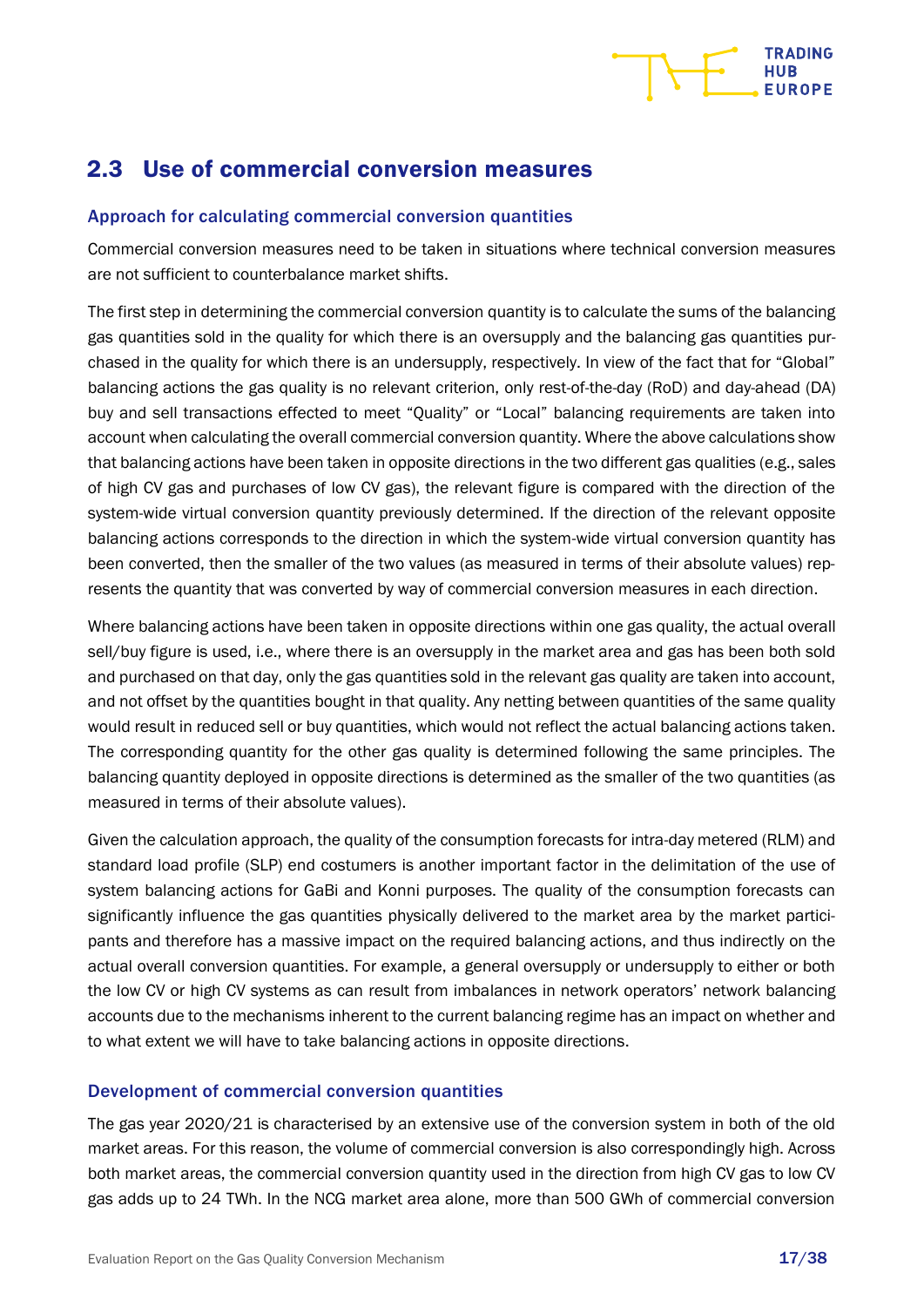## 2.3 Use of commercial conversion measures

### Approach for calculating commercial conversion quantities

Commercial conversion measures need to be taken in situations where technical conversion measures are not sufficient to counterbalance market shifts.

The first step in determining the commercial conversion quantity is to calculate the sums of the balancing gas quantities sold in the quality for which there is an oversupply and the balancing gas quantities purchased in the quality for which there is an undersupply, respectively. In view of the fact that for "Global" balancing actions the gas quality is no relevant criterion, only rest-of-the-day (RoD) and day-ahead (DA) buy and sell transactions effected to meet "Quality" or "Local" balancing requirements are taken into account when calculating the overall commercial conversion quantity. Where the above calculations show that balancing actions have been taken in opposite directions in the two different gas qualities (e.g., sales of high CV gas and purchases of low CV gas), the relevant figure is compared with the direction of the system-wide virtual conversion quantity previously determined. If the direction of the relevant opposite balancing actions corresponds to the direction in which the system-wide virtual conversion quantity has been converted, then the smaller of the two values (as measured in terms of their absolute values) represents the quantity that was converted by way of commercial conversion measures in each direction.

Where balancing actions have been taken in opposite directions within one gas quality, the actual overall sell/buy figure is used, i.e., where there is an oversupply in the market area and gas has been both sold and purchased on that day, only the gas quantities sold in the relevant gas quality are taken into account, and not offset by the quantities bought in that quality. Any netting between quantities of the same quality would result in reduced sell or buy quantities, which would not reflect the actual balancing actions taken. The corresponding quantity for the other gas quality is determined following the same principles. The balancing quantity deployed in opposite directions is determined as the smaller of the two quantities (as measured in terms of their absolute values).

Given the calculation approach, the quality of the consumption forecasts for intra-day metered (RLM) and standard load profile (SLP) end costumers is another important factor in the delimitation of the use of system balancing actions for GaBi and Konni purposes. The quality of the consumption forecasts can significantly influence the gas quantities physically delivered to the market area by the market participants and therefore has a massive impact on the required balancing actions, and thus indirectly on the actual overall conversion quantities. For example, a general oversupply or undersupply to either or both the low CV or high CV systems as can result from imbalances in network operators' network balancing accounts due to the mechanisms inherent to the current balancing regime has an impact on whether and to what extent we will have to take balancing actions in opposite directions.

### Development of commercial conversion quantities

The gas year 2020/21 is characterised by an extensive use of the conversion system in both of the old market areas. For this reason, the volume of commercial conversion is also correspondingly high. Across both market areas, the commercial conversion quantity used in the direction from high CV gas to low CV gas adds up to 24 TWh. In the NCG market area alone, more than 500 GWh of commercial conversion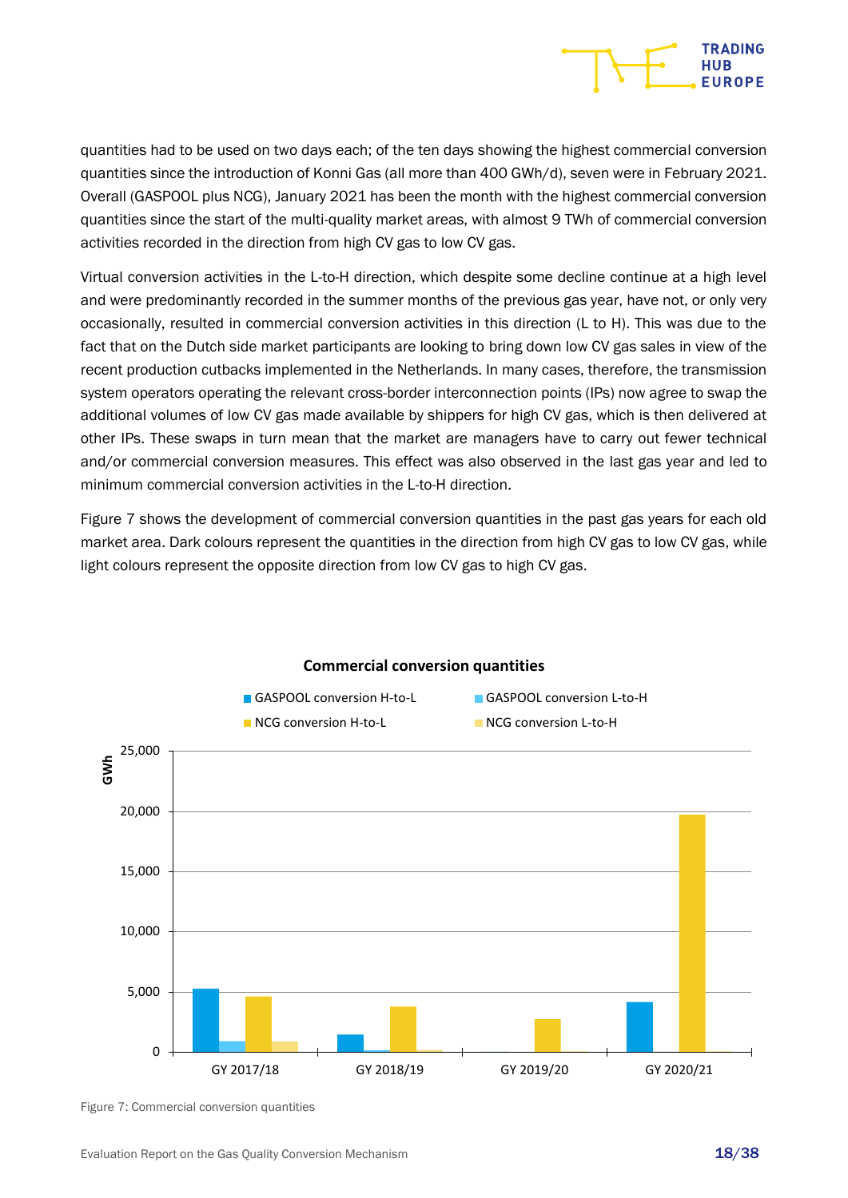quantities had to be used on two days each; of the ten days showing the highest commercial conversion quantities since the introduction of Konni Gas (all more than 400 GWh/d), seven were in February 2021. Overall (GASPOOL plus NCG), January 2021 has been the month with the highest commercial conversion quantities since the start of the multi-quality market areas, with almost 9 TWh of commercial conversion activities recorded in the direction from high CV gas to low CV gas.

Virtual conversion activities in the L-to-H direction, which despite some decline continue at a high level and were predominantly recorded in the summer months of the previous gas year, have not, or only very occasionally, resulted in commercial conversion activities in this direction (L to H). This was due to the fact that on the Dutch side market participants are looking to bring down low CV gas sales in view of the recent production cutbacks implemented in the Netherlands. In many cases, therefore, the transmission system operators operating the relevant cross-border interconnection points (IPs) now agree to swap the additional volumes of low CV gas made available by shippers for high CV gas, which is then delivered at other IPs. These swaps in turn mean that the market are managers have to carry out fewer technical and/or commercial conversion measures. This effect was also observed in the last gas year and led to minimum commercial conversion activities in the L-to-H direction.

Figure 7 shows the development of commercial conversion quantities in the past gas years for each old market area. Dark colours represent the quantities in the direction from high CV gas to low CV gas, while light colours represent the opposite direction from low CV gas to high CV gas.

Figure 7: Commercial conversion quantities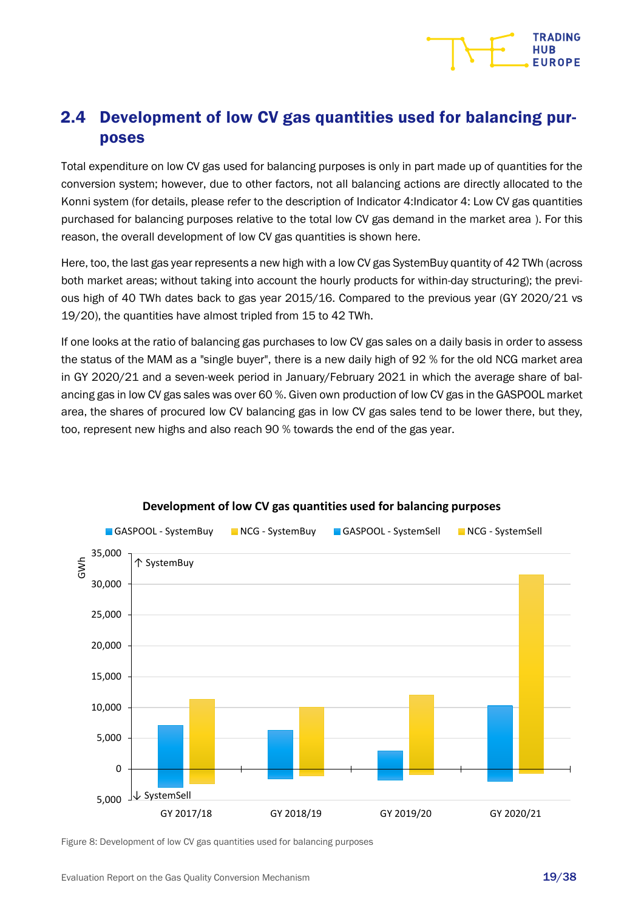## 2.4 Development of low CV gas quantities used for balancing purposes

Total expenditure on low CV gas used for balancing purposes is only in part made up of quantities for the conversion system; however, due to other factors, not all balancing actions are directly allocated to the Konni system (for details, please refer to the description of Indicator 4:Indicator 4: Low CV gas quantities purchased for balancing purposes relative to the total low CV gas demand in the market area ). For this reason, the overall development of low CV gas quantities is shown here.

Here, too, the last gas year represents a new high with a low CV gas SystemBuy quantity of 42 TWh (across both market areas; without taking into account the hourly products for within-day structuring); the previous high of 40 TWh dates back to gas year 2015/16. Compared to the previous year (GY 2020/21 vs 19/20), the quantities have almost tripled from 15 to 42 TWh.

If one looks at the ratio of balancing gas purchases to low CV gas sales on a daily basis in order to assess the status of the MAM as a "single buyer", there is a new daily high of 92 % for the old NCG market area in GY 2020/21 and a seven-week period in January/February 2021 in which the average share of balancing gas in low CV gas sales was over 60 %. Given own production of low CV gas in the GASPOOL market area, the shares of procured low CV balancing gas in low CV gas sales tend to be lower there, but they, too, represent new highs and also reach 90 % towards the end of the gas year.

**Development of low CV gas quantities used for balancing purposes**

GASPOOL - SystemBuy | NCG - SystemBuy | GASPOOL - SystemSell | NCG - SystemSell

GWh; ↑ SystemBuy; ↓ SystemSell

Y-axis: 35,000 | 30,000 | 25,000 | 20,000 | 15,000 | 10,000 | 5,000 | 0 | 5,000

X-axis: GY 2017/18 | GY 2018/19 | GY 2019/20 | GY 2020/21

Figure 8: Development of low CV gas quantities used for balancing purposes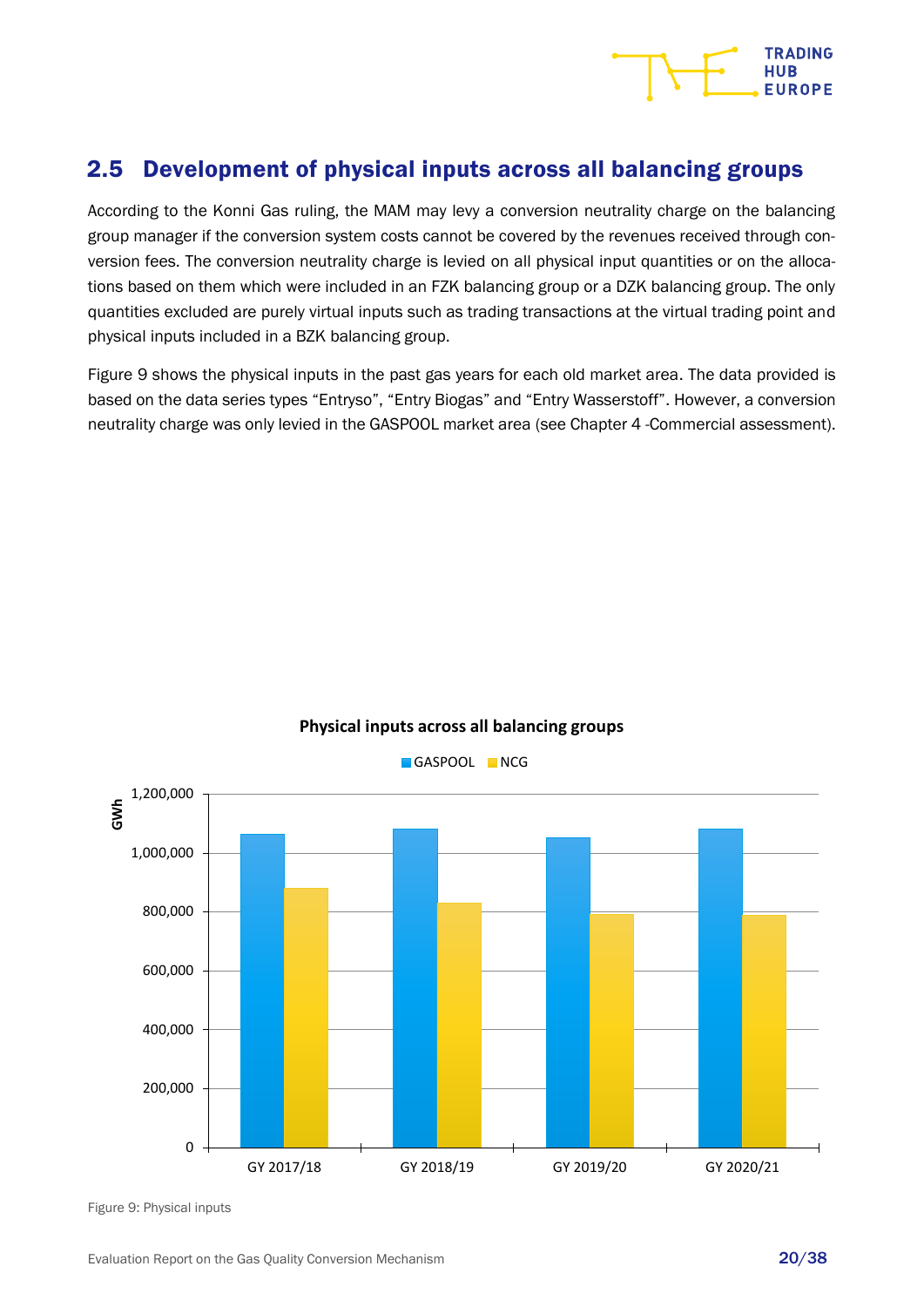## 2.5 Development of physical inputs across all balancing groups

According to the Konni Gas ruling, the MAM may levy a conversion neutrality charge on the balancing group manager if the conversion system costs cannot be covered by the revenues received through conversion fees. The conversion neutrality charge is levied on all physical input quantities or on the allocations based on them which were included in an FZK balancing group or a DZK balancing group. The only quantities excluded are purely virtual inputs such as trading transactions at the virtual trading point and physical inputs included in a BZK balancing group.

Figure 9 shows the physical inputs in the past gas years for each old market area. The data provided is based on the data series types "Entryso", "Entry Biogas" and "Entry Wasserstoff". However, a conversion neutrality charge was only levied in the GASPOOL market area (see Chapter 4 -Commercial assessment).

**Physical inputs across all balancing groups**

Figure 9: Physical inputs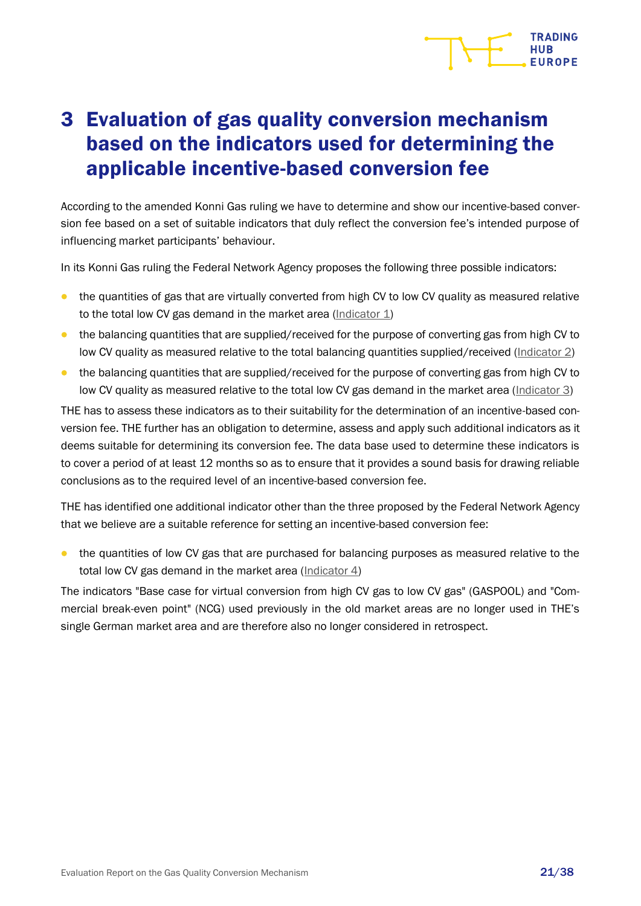# 3 Evaluation of gas quality conversion mechanism based on the indicators used for determining the applicable incentive-based conversion fee

According to the amended Konni Gas ruling we have to determine and show our incentive-based conversion fee based on a set of suitable indicators that duly reflect the conversion fee's intended purpose of influencing market participants' behaviour.

In its Konni Gas ruling the Federal Network Agency proposes the following three possible indicators:

- the quantities of gas that are virtually converted from high CV to low CV quality as measured relative to the total low CV gas demand in the market area (Indicator 1)
- the balancing quantities that are supplied/received for the purpose of converting gas from high CV to low CV quality as measured relative to the total balancing quantities supplied/received (Indicator 2)
- the balancing quantities that are supplied/received for the purpose of converting gas from high CV to low CV quality as measured relative to the total low CV gas demand in the market area (Indicator 3)

THE has to assess these indicators as to their suitability for the determination of an incentive-based conversion fee. THE further has an obligation to determine, assess and apply such additional indicators as it deems suitable for determining its conversion fee. The data base used to determine these indicators is to cover a period of at least 12 months so as to ensure that it provides a sound basis for drawing reliable conclusions as to the required level of an incentive-based conversion fee.

THE has identified one additional indicator other than the three proposed by the Federal Network Agency that we believe are a suitable reference for setting an incentive-based conversion fee:

- the quantities of low CV gas that are purchased for balancing purposes as measured relative to the total low CV gas demand in the market area (Indicator 4)

The indicators "Base case for virtual conversion from high CV gas to low CV gas" (GASPOOL) and "Commercial break-even point" (NCG) used previously in the old market areas are no longer used in THE's single German market area and are therefore also no longer considered in retrospect.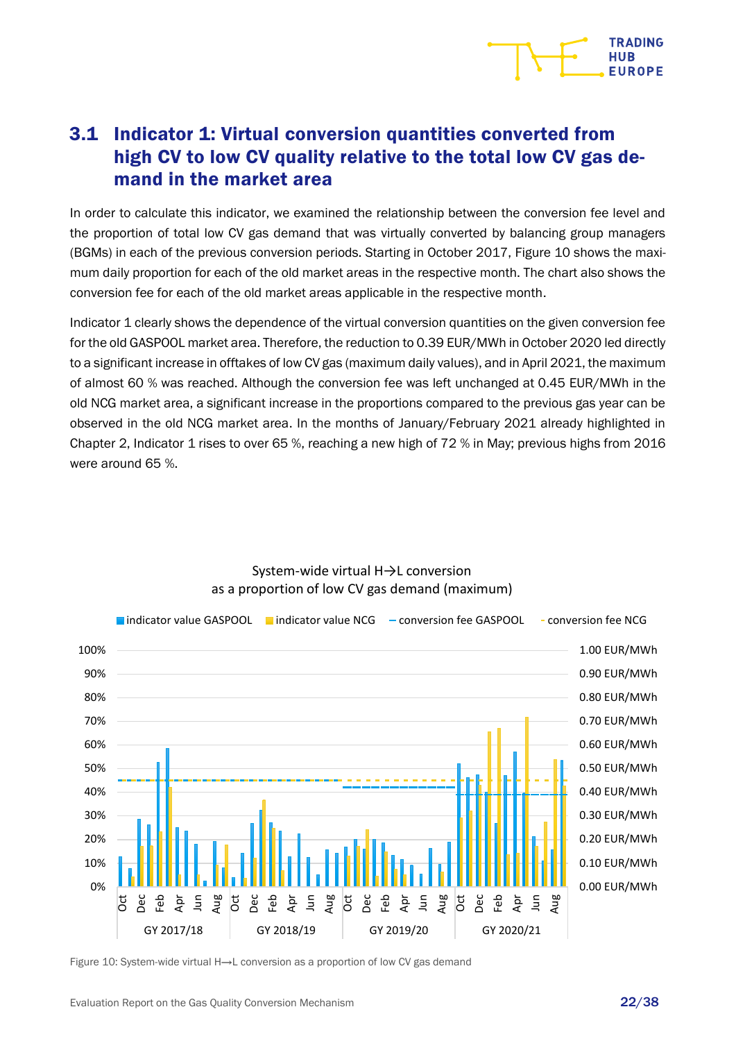## 3.1 Indicator 1: Virtual conversion quantities converted from high CV to low CV quality relative to the total low CV gas demand in the market area

In order to calculate this indicator, we examined the relationship between the conversion fee level and the proportion of total low CV gas demand that was virtually converted by balancing group managers (BGMs) in each of the previous conversion periods. Starting in October 2017, Figure 10 shows the maximum daily proportion for each of the old market areas in the respective month. The chart also shows the conversion fee for each of the old market areas applicable in the respective month.

Indicator 1 clearly shows the dependence of the virtual conversion quantities on the given conversion fee for the old GASPOOL market area. Therefore, the reduction to 0.39 EUR/MWh in October 2020 led directly to a significant increase in offtakes of low CV gas (maximum daily values), and in April 2021, the maximum of almost 60 % was reached. Although the conversion fee was left unchanged at 0.45 EUR/MWh in the old NCG market area, a significant increase in the proportions compared to the previous gas year can be observed in the old NCG market area. In the months of January/February 2021 already highlighted in Chapter 2, Indicator 1 rises to over 65 %, reaching a new high of 72 % in May; previous highs from 2016 were around 65 %.

System-wide virtual H→L conversion as a proportion of low CV gas demand (maximum)

Figure 10: System-wide virtual H→L conversion as a proportion of low CV gas demand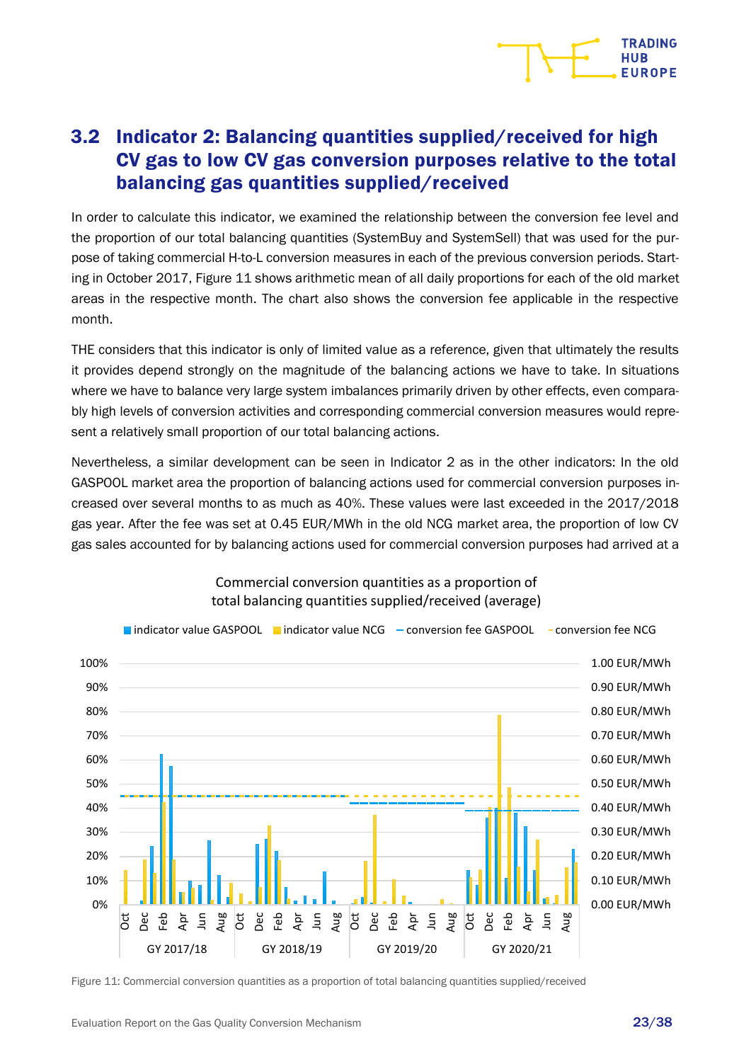## 3.2 Indicator 2: Balancing quantities supplied/received for high CV gas to low CV gas conversion purposes relative to the total balancing gas quantities supplied/received

In order to calculate this indicator, we examined the relationship between the conversion fee level and the proportion of our total balancing quantities (SystemBuy and SystemSell) that was used for the purpose of taking commercial H-to-L conversion measures in each of the previous conversion periods. Starting in October 2017, Figure 11 shows arithmetic mean of all daily proportions for each of the old market areas in the respective month. The chart also shows the conversion fee applicable in the respective month.

THE considers that this indicator is only of limited value as a reference, given that ultimately the results it provides depend strongly on the magnitude of the balancing actions we have to take. In situations where we have to balance very large system imbalances primarily driven by other effects, even comparably high levels of conversion activities and corresponding commercial conversion measures would represent a relatively small proportion of our total balancing actions.

Nevertheless, a similar development can be seen in Indicator 2 as in the other indicators: In the old GASPOOL market area the proportion of balancing actions used for commercial conversion purposes increased over several months to as much as 40%. These values were last exceeded in the 2017/2018 gas year. After the fee was set at 0.45 EUR/MWh in the old NCG market area, the proportion of low CV gas sales accounted for by balancing actions used for commercial conversion purposes had arrived at a

Figure 11: Commercial conversion quantities as a proportion of total balancing quantities supplied/received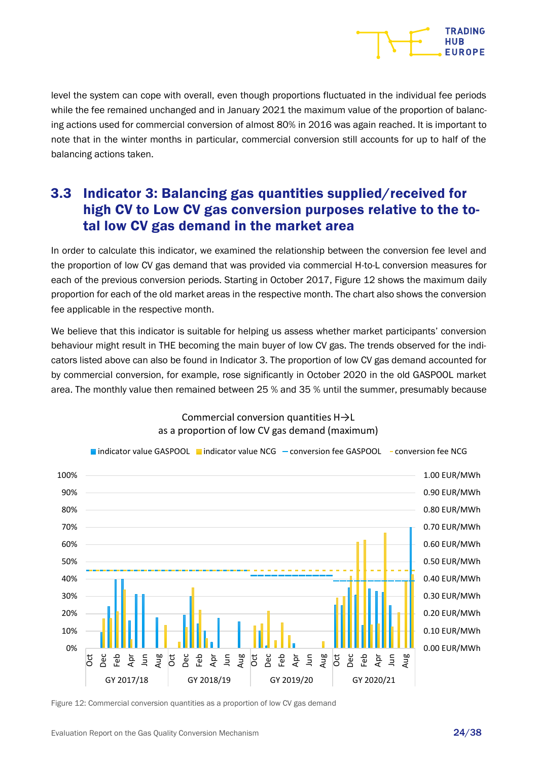level the system can cope with overall, even though proportions fluctuated in the individual fee periods while the fee remained unchanged and in January 2021 the maximum value of the proportion of balancing actions used for commercial conversion of almost 80% in 2016 was again reached. It is important to note that in the winter months in particular, commercial conversion still accounts for up to half of the balancing actions taken.

## 3.3 Indicator 3: Balancing gas quantities supplied/received for high CV to Low CV gas conversion purposes relative to the total low CV gas demand in the market area

In order to calculate this indicator, we examined the relationship between the conversion fee level and the proportion of low CV gas demand that was provided via commercial H-to-L conversion measures for each of the previous conversion periods. Starting in October 2017, Figure 12 shows the maximum daily proportion for each of the old market areas in the respective month. The chart also shows the conversion fee applicable in the respective month.

We believe that this indicator is suitable for helping us assess whether market participants' conversion behaviour might result in THE becoming the main buyer of low CV gas. The trends observed for the indicators listed above can also be found in Indicator 3. The proportion of low CV gas demand accounted for by commercial conversion, for example, rose significantly in October 2020 in the old GASPOOL market area. The monthly value then remained between 25 % and 35 % until the summer, presumably because

Commercial conversion quantities H→L
as a proportion of low CV gas demand (maximum)

Figure 12: Commercial conversion quantities as a proportion of low CV gas demand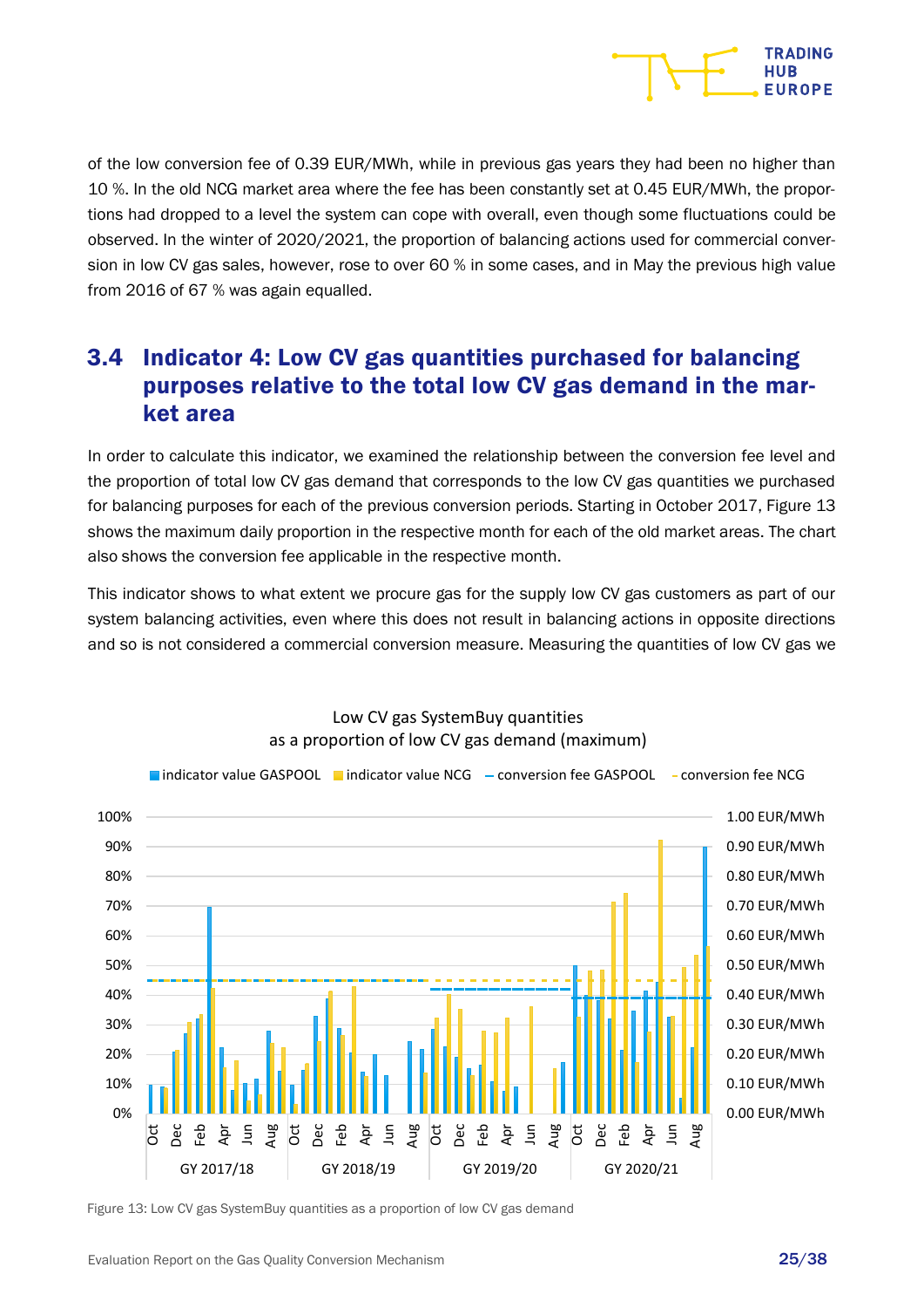of the low conversion fee of 0.39 EUR/MWh, while in previous gas years they had been no higher than 10 %. In the old NCG market area where the fee has been constantly set at 0.45 EUR/MWh, the proportions had dropped to a level the system can cope with overall, even though some fluctuations could be observed. In the winter of 2020/2021, the proportion of balancing actions used for commercial conversion in low CV gas sales, however, rose to over 60 % in some cases, and in May the previous high value from 2016 of 67 % was again equalled.

## 3.4 Indicator 4: Low CV gas quantities purchased for balancing purposes relative to the total low CV gas demand in the market area

In order to calculate this indicator, we examined the relationship between the conversion fee level and the proportion of total low CV gas demand that corresponds to the low CV gas quantities we purchased for balancing purposes for each of the previous conversion periods. Starting in October 2017, Figure 13 shows the maximum daily proportion in the respective month for each of the old market areas. The chart also shows the conversion fee applicable in the respective month.

This indicator shows to what extent we procure gas for the supply low CV gas customers as part of our system balancing activities, even where this does not result in balancing actions in opposite directions and so is not considered a commercial conversion measure. Measuring the quantities of low CV gas we

Figure 13: Low CV gas SystemBuy quantities as a proportion of low CV gas demand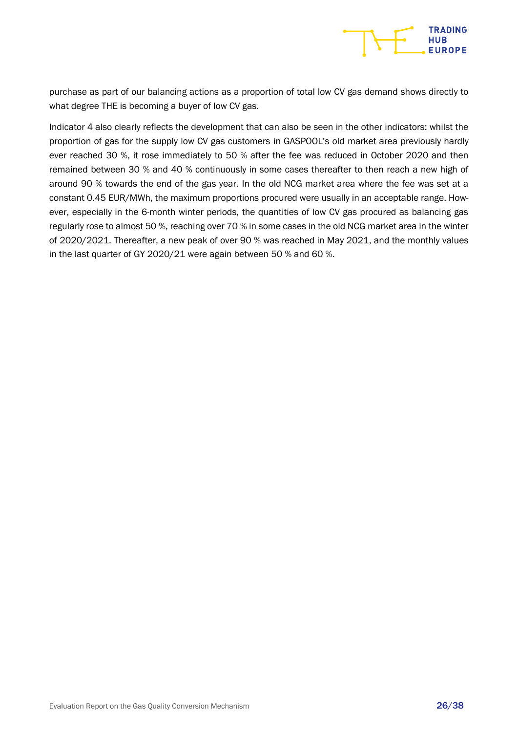purchase as part of our balancing actions as a proportion of total low CV gas demand shows directly to what degree THE is becoming a buyer of low CV gas.

Indicator 4 also clearly reflects the development that can also be seen in the other indicators: whilst the proportion of gas for the supply low CV gas customers in GASPOOL's old market area previously hardly ever reached 30 %, it rose immediately to 50 % after the fee was reduced in October 2020 and then remained between 30 % and 40 % continuously in some cases thereafter to then reach a new high of around 90 % towards the end of the gas year. In the old NCG market area where the fee was set at a constant 0.45 EUR/MWh, the maximum proportions procured were usually in an acceptable range. However, especially in the 6-month winter periods, the quantities of low CV gas procured as balancing gas regularly rose to almost 50 %, reaching over 70 % in some cases in the old NCG market area in the winter of 2020/2021. Thereafter, a new peak of over 90 % was reached in May 2021, and the monthly values in the last quarter of GY 2020/21 were again between 50 % and 60 %.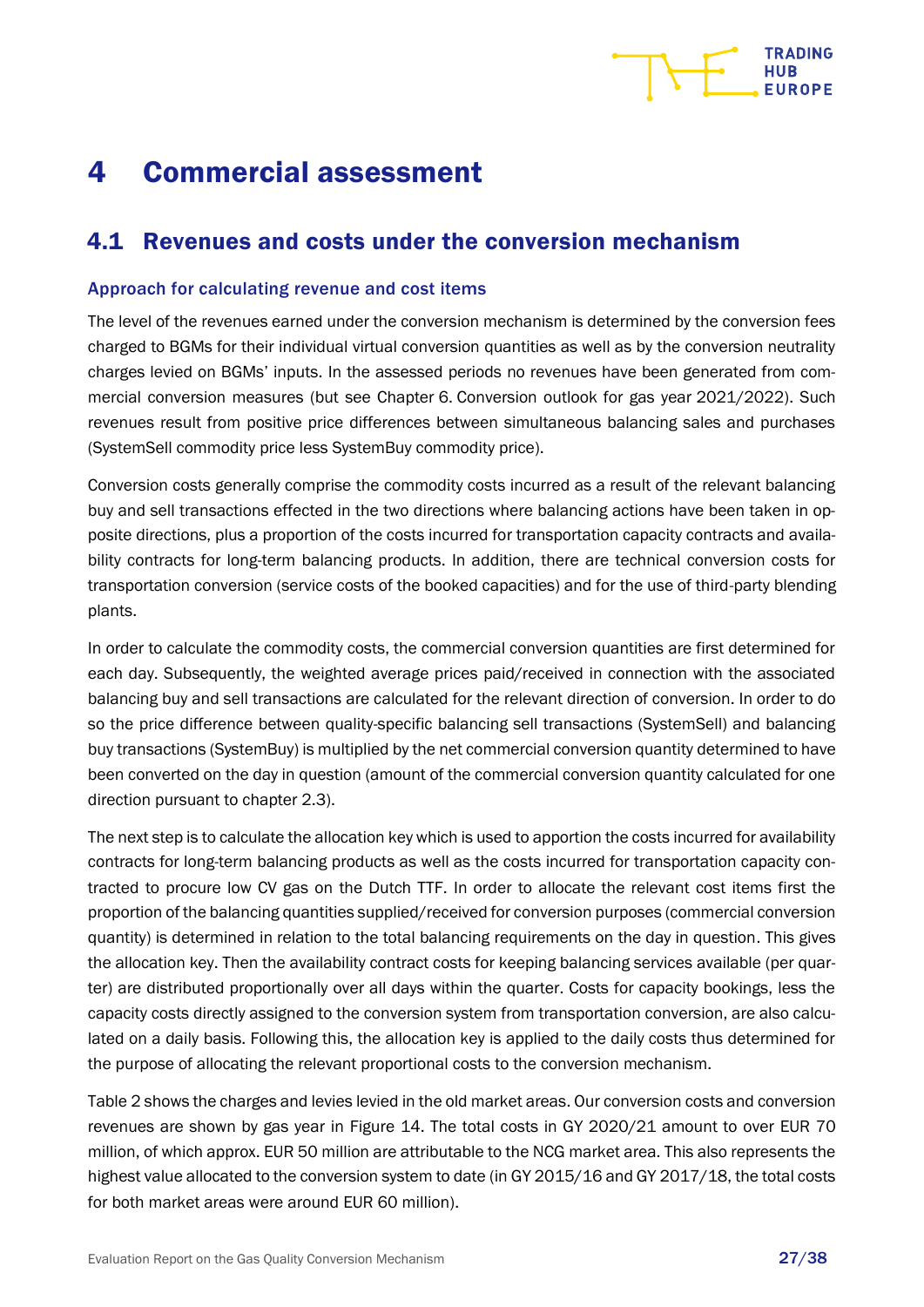# 4 Commercial assessment

## 4.1 Revenues and costs under the conversion mechanism

### Approach for calculating revenue and cost items

The level of the revenues earned under the conversion mechanism is determined by the conversion fees charged to BGMs for their individual virtual conversion quantities as well as by the conversion neutrality charges levied on BGMs' inputs. In the assessed periods no revenues have been generated from commercial conversion measures (but see Chapter 6. Conversion outlook for gas year 2021/2022). Such revenues result from positive price differences between simultaneous balancing sales and purchases (SystemSell commodity price less SystemBuy commodity price).

Conversion costs generally comprise the commodity costs incurred as a result of the relevant balancing buy and sell transactions effected in the two directions where balancing actions have been taken in opposite directions, plus a proportion of the costs incurred for transportation capacity contracts and availability contracts for long-term balancing products. In addition, there are technical conversion costs for transportation conversion (service costs of the booked capacities) and for the use of third-party blending plants.

In order to calculate the commodity costs, the commercial conversion quantities are first determined for each day. Subsequently, the weighted average prices paid/received in connection with the associated balancing buy and sell transactions are calculated for the relevant direction of conversion. In order to do so the price difference between quality-specific balancing sell transactions (SystemSell) and balancing buy transactions (SystemBuy) is multiplied by the net commercial conversion quantity determined to have been converted on the day in question (amount of the commercial conversion quantity calculated for one direction pursuant to chapter 2.3).

The next step is to calculate the allocation key which is used to apportion the costs incurred for availability contracts for long-term balancing products as well as the costs incurred for transportation capacity contracted to procure low CV gas on the Dutch TTF. In order to allocate the relevant cost items first the proportion of the balancing quantities supplied/received for conversion purposes (commercial conversion quantity) is determined in relation to the total balancing requirements on the day in question. This gives the allocation key. Then the availability contract costs for keeping balancing services available (per quarter) are distributed proportionally over all days within the quarter. Costs for capacity bookings, less the capacity costs directly assigned to the conversion system from transportation conversion, are also calculated on a daily basis. Following this, the allocation key is applied to the daily costs thus determined for the purpose of allocating the relevant proportional costs to the conversion mechanism.

Table 2 shows the charges and levies levied in the old market areas. Our conversion costs and conversion revenues are shown by gas year in Figure 14. The total costs in GY 2020/21 amount to over EUR 70 million, of which approx. EUR 50 million are attributable to the NCG market area. This also represents the highest value allocated to the conversion system to date (in GY 2015/16 and GY 2017/18, the total costs for both market areas were around EUR 60 million).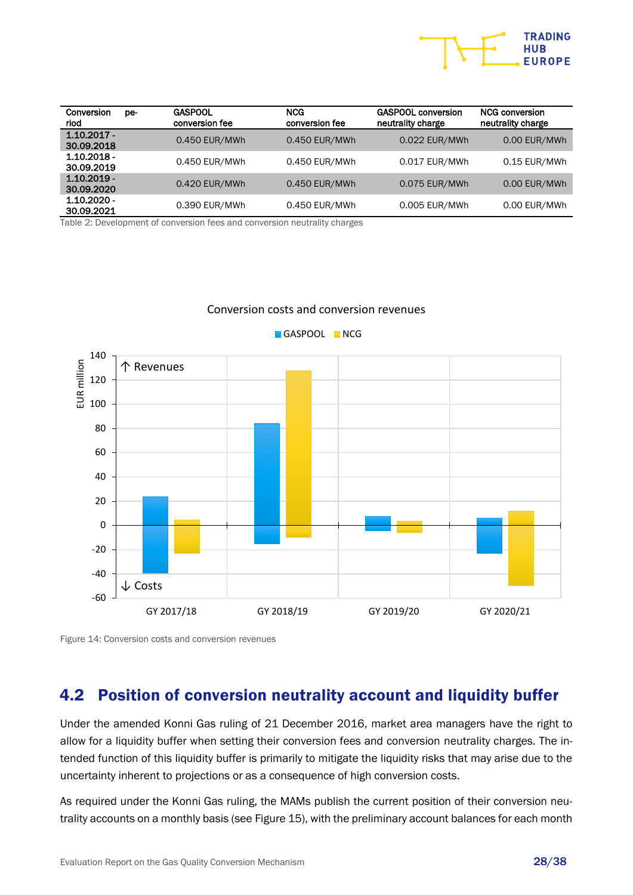| Conversion period | GASPOOL conversion fee | NCG conversion fee | GASPOOL conversion neutrality charge | NCG conversion neutrality charge |
|---|---|---|---|---|
| 1.10.2017 - 30.09.2018 | 0.450 EUR/MWh | 0.450 EUR/MWh | 0.022 EUR/MWh | 0.00 EUR/MWh |
| 1.10.2018 - 30.09.2019 | 0.450 EUR/MWh | 0.450 EUR/MWh | 0.017 EUR/MWh | 0.15 EUR/MWh |
| 1.10.2019 - 30.09.2020 | 0.420 EUR/MWh | 0.450 EUR/MWh | 0.075 EUR/MWh | 0.00 EUR/MWh |
| 1.10.2020 - 30.09.2021 | 0.390 EUR/MWh | 0.450 EUR/MWh | 0.005 EUR/MWh | 0.00 EUR/MWh |

Table 2: Development of conversion fees and conversion neutrality charges

Figure 14: Conversion costs and conversion revenues

## 4.2 Position of conversion neutrality account and liquidity buffer

Under the amended Konni Gas ruling of 21 December 2016, market area managers have the right to allow for a liquidity buffer when setting their conversion fees and conversion neutrality charges. The intended function of this liquidity buffer is primarily to mitigate the liquidity risks that may arise due to the uncertainty inherent to projections or as a consequence of high conversion costs.

As required under the Konni Gas ruling, the MAMs publish the current position of their conversion neutrality accounts on a monthly basis (see Figure 15), with the preliminary account balances for each month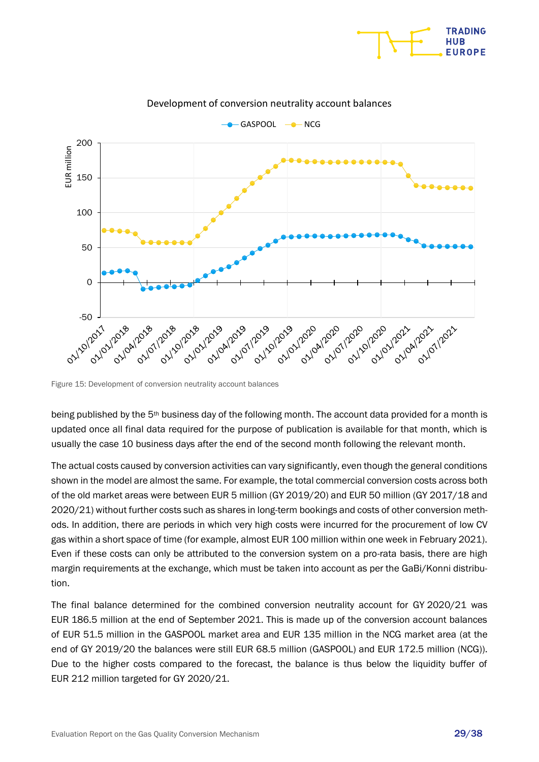Figure 15: Development of conversion neutrality account balances

being published by the 5th business day of the following month. The account data provided for a month is updated once all final data required for the purpose of publication is available for that month, which is usually the case 10 business days after the end of the second month following the relevant month.

The actual costs caused by conversion activities can vary significantly, even though the general conditions shown in the model are almost the same. For example, the total commercial conversion costs across both of the old market areas were between EUR 5 million (GY 2019/20) and EUR 50 million (GY 2017/18 and 2020/21) without further costs such as shares in long-term bookings and costs of other conversion methods. In addition, there are periods in which very high costs were incurred for the procurement of low CV gas within a short space of time (for example, almost EUR 100 million within one week in February 2021). Even if these costs can only be attributed to the conversion system on a pro-rata basis, there are high margin requirements at the exchange, which must be taken into account as per the GaBi/Konni distribution.

The final balance determined for the combined conversion neutrality account for GY 2020/21 was EUR 186.5 million at the end of September 2021. This is made up of the conversion account balances of EUR 51.5 million in the GASPOOL market area and EUR 135 million in the NCG market area (at the end of GY 2019/20 the balances were still EUR 68.5 million (GASPOOL) and EUR 172.5 million (NCG)). Due to the higher costs compared to the forecast, the balance is thus below the liquidity buffer of EUR 212 million targeted for GY 2020/21.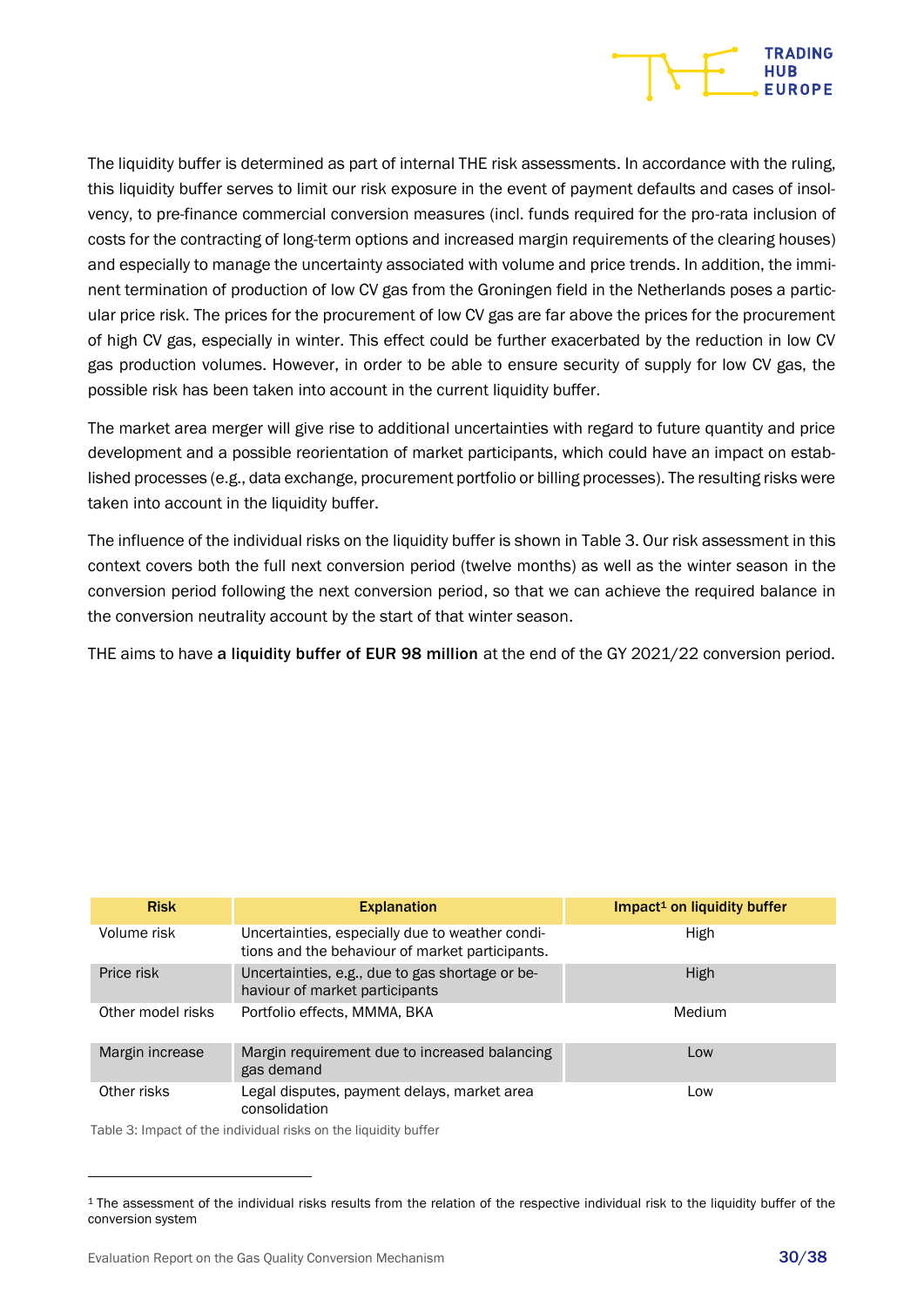The liquidity buffer is determined as part of internal THE risk assessments. In accordance with the ruling, this liquidity buffer serves to limit our risk exposure in the event of payment defaults and cases of insolvency, to pre-finance commercial conversion measures (incl. funds required for the pro-rata inclusion of costs for the contracting of long-term options and increased margin requirements of the clearing houses) and especially to manage the uncertainty associated with volume and price trends. In addition, the imminent termination of production of low CV gas from the Groningen field in the Netherlands poses a particular price risk. The prices for the procurement of low CV gas are far above the prices for the procurement of high CV gas, especially in winter. This effect could be further exacerbated by the reduction in low CV gas production volumes. However, in order to be able to ensure security of supply for low CV gas, the possible risk has been taken into account in the current liquidity buffer.

The market area merger will give rise to additional uncertainties with regard to future quantity and price development and a possible reorientation of market participants, which could have an impact on established processes (e.g., data exchange, procurement portfolio or billing processes). The resulting risks were taken into account in the liquidity buffer.

The influence of the individual risks on the liquidity buffer is shown in Table 3. Our risk assessment in this context covers both the full next conversion period (twelve months) as well as the winter season in the conversion period following the next conversion period, so that we can achieve the required balance in the conversion neutrality account by the start of that winter season.

THE aims to have **a liquidity buffer of EUR 98 million** at the end of the GY 2021/22 conversion period.

| Risk | Explanation | Impact[1] on liquidity buffer |
|---|---|---|
| Volume risk | Uncertainties, especially due to weather conditions and the behaviour of market participants. | High |
| Price risk | Uncertainties, e.g., due to gas shortage or behaviour of market participants | High |
| Other model risks | Portfolio effects, MMMA, BKA | Medium |
| Margin increase | Margin requirement due to increased balancing gas demand | Low |
| Other risks | Legal disputes, payment delays, market area consolidation | Low |

Table 3: Impact of the individual risks on the liquidity buffer

[1] The assessment of the individual risks results from the relation of the respective individual risk to the liquidity buffer of the conversion system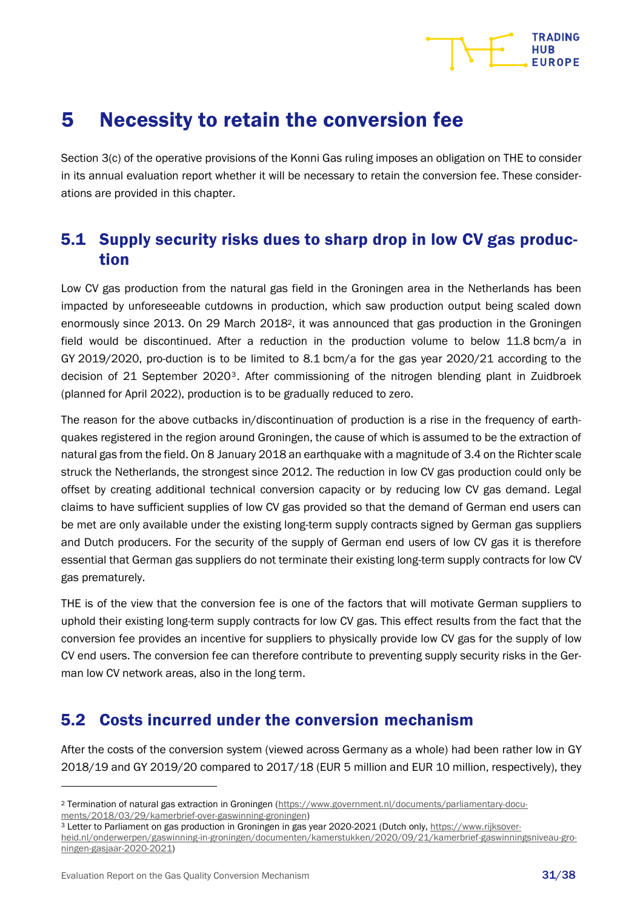# 5 Necessity to retain the conversion fee

Section 3(c) of the operative provisions of the Konni Gas ruling imposes an obligation on THE to consider in its annual evaluation report whether it will be necessary to retain the conversion fee. These considerations are provided in this chapter.

## 5.1 Supply security risks dues to sharp drop in low CV gas production

Low CV gas production from the natural gas field in the Groningen area in the Netherlands has been impacted by unforeseeable cutdowns in production, which saw production output being scaled down enormously since 2013. On 29 March 2018[2], it was announced that gas production in the Groningen field would be discontinued. After a reduction in the production volume to below 11.8 bcm/a in GY 2019/2020, pro-duction is to be limited to 8.1 bcm/a for the gas year 2020/21 according to the decision of 21 September 2020[3]. After commissioning of the nitrogen blending plant in Zuidbroek (planned for April 2022), production is to be gradually reduced to zero.

The reason for the above cutbacks in/discontinuation of production is a rise in the frequency of earthquakes registered in the region around Groningen, the cause of which is assumed to be the extraction of natural gas from the field. On 8 January 2018 an earthquake with a magnitude of 3.4 on the Richter scale struck the Netherlands, the strongest since 2012. The reduction in low CV gas production could only be offset by creating additional technical conversion capacity or by reducing low CV gas demand. Legal claims to have sufficient supplies of low CV gas provided so that the demand of German end users can be met are only available under the existing long-term supply contracts signed by German gas suppliers and Dutch producers. For the security of the supply of German end users of low CV gas it is therefore essential that German gas suppliers do not terminate their existing long-term supply contracts for low CV gas prematurely.

THE is of the view that the conversion fee is one of the factors that will motivate German suppliers to uphold their existing long-term supply contracts for low CV gas. This effect results from the fact that the conversion fee provides an incentive for suppliers to physically provide low CV gas for the supply of low CV end users. The conversion fee can therefore contribute to preventing supply security risks in the German low CV network areas, also in the long term.

## 5.2 Costs incurred under the conversion mechanism

After the costs of the conversion system (viewed across Germany as a whole) had been rather low in GY 2018/19 and GY 2019/20 compared to 2017/18 (EUR 5 million and EUR 10 million, respectively), they

---

[2] Termination of natural gas extraction in Groningen (https://www.government.nl/documents/parliamentary-documents/2018/03/29/kamerbrief-over-gaswinning-groningen)

[3] Letter to Parliament on gas production in Groningen in gas year 2020-2021 (Dutch only, https://www.rijksoverheid.nl/onderwerpen/gaswinning-in-groningen/documenten/kamerstukken/2020/09/21/kamerbrief-gaswinningsniveau-groningen-gasjaar-2020-2021)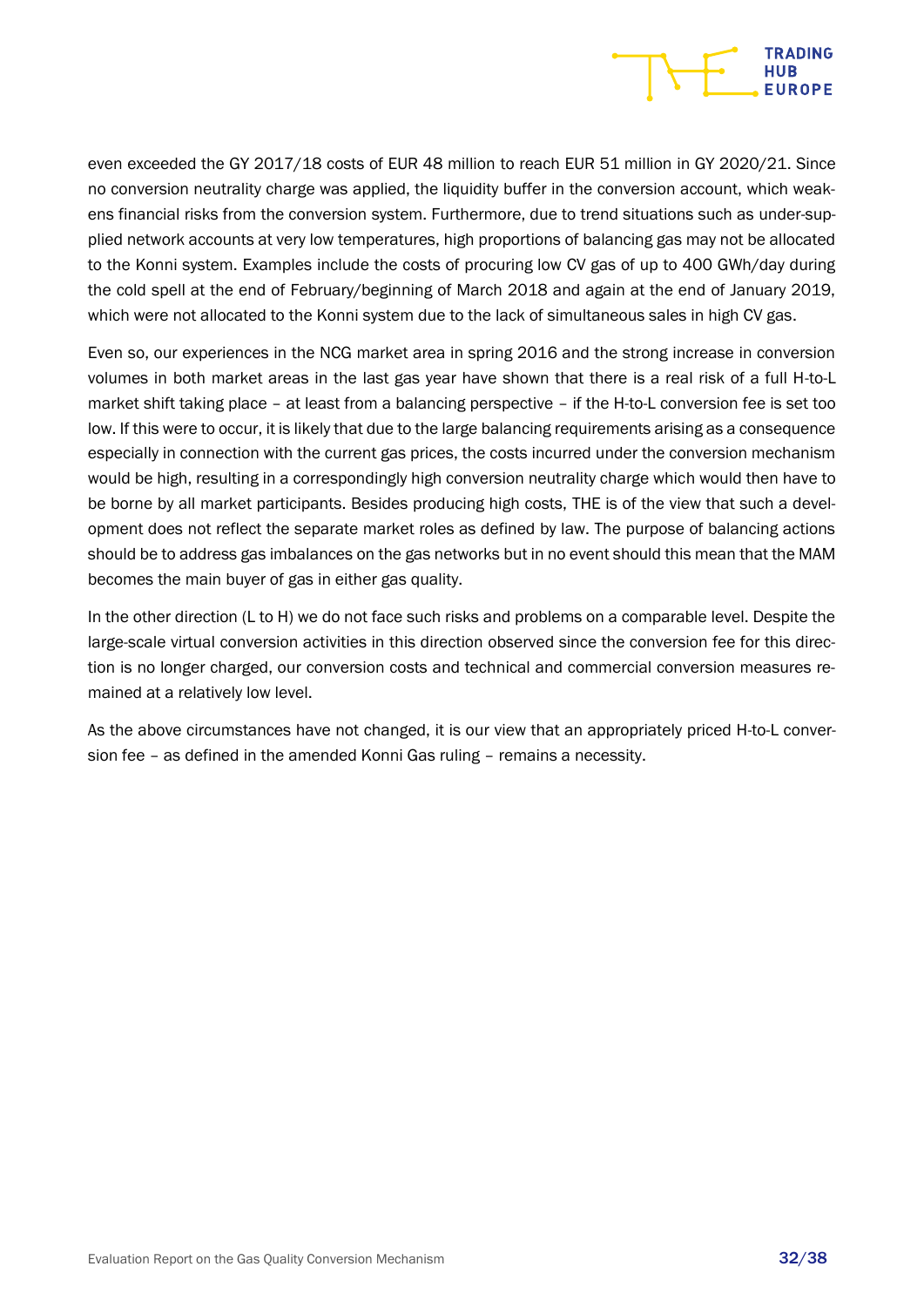even exceeded the GY 2017/18 costs of EUR 48 million to reach EUR 51 million in GY 2020/21. Since no conversion neutrality charge was applied, the liquidity buffer in the conversion account, which weakens financial risks from the conversion system. Furthermore, due to trend situations such as under-supplied network accounts at very low temperatures, high proportions of balancing gas may not be allocated to the Konni system. Examples include the costs of procuring low CV gas of up to 400 GWh/day during the cold spell at the end of February/beginning of March 2018 and again at the end of January 2019, which were not allocated to the Konni system due to the lack of simultaneous sales in high CV gas.

Even so, our experiences in the NCG market area in spring 2016 and the strong increase in conversion volumes in both market areas in the last gas year have shown that there is a real risk of a full H-to-L market shift taking place – at least from a balancing perspective – if the H-to-L conversion fee is set too low. If this were to occur, it is likely that due to the large balancing requirements arising as a consequence especially in connection with the current gas prices, the costs incurred under the conversion mechanism would be high, resulting in a correspondingly high conversion neutrality charge which would then have to be borne by all market participants. Besides producing high costs, THE is of the view that such a development does not reflect the separate market roles as defined by law. The purpose of balancing actions should be to address gas imbalances on the gas networks but in no event should this mean that the MAM becomes the main buyer of gas in either gas quality.

In the other direction (L to H) we do not face such risks and problems on a comparable level. Despite the large-scale virtual conversion activities in this direction observed since the conversion fee for this direction is no longer charged, our conversion costs and technical and commercial conversion measures remained at a relatively low level.

As the above circumstances have not changed, it is our view that an appropriately priced H-to-L conversion fee – as defined in the amended Konni Gas ruling – remains a necessity.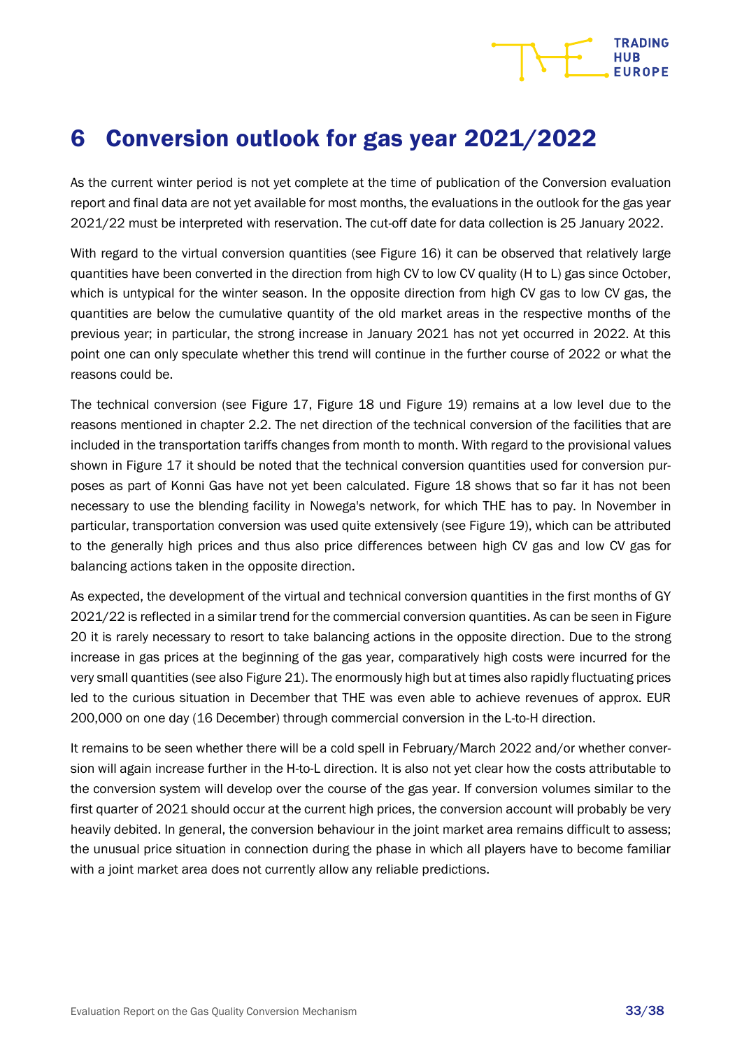# 6 Conversion outlook for gas year 2021/2022

As the current winter period is not yet complete at the time of publication of the Conversion evaluation report and final data are not yet available for most months, the evaluations in the outlook for the gas year 2021/22 must be interpreted with reservation. The cut-off date for data collection is 25 January 2022.

With regard to the virtual conversion quantities (see Figure 16) it can be observed that relatively large quantities have been converted in the direction from high CV to low CV quality (H to L) gas since October, which is untypical for the winter season. In the opposite direction from high CV gas to low CV gas, the quantities are below the cumulative quantity of the old market areas in the respective months of the previous year; in particular, the strong increase in January 2021 has not yet occurred in 2022. At this point one can only speculate whether this trend will continue in the further course of 2022 or what the reasons could be.

The technical conversion (see Figure 17, Figure 18 und Figure 19) remains at a low level due to the reasons mentioned in chapter 2.2. The net direction of the technical conversion of the facilities that are included in the transportation tariffs changes from month to month. With regard to the provisional values shown in Figure 17 it should be noted that the technical conversion quantities used for conversion purposes as part of Konni Gas have not yet been calculated. Figure 18 shows that so far it has not been necessary to use the blending facility in Nowega's network, for which THE has to pay. In November in particular, transportation conversion was used quite extensively (see Figure 19), which can be attributed to the generally high prices and thus also price differences between high CV gas and low CV gas for balancing actions taken in the opposite direction.

As expected, the development of the virtual and technical conversion quantities in the first months of GY 2021/22 is reflected in a similar trend for the commercial conversion quantities. As can be seen in Figure 20 it is rarely necessary to resort to take balancing actions in the opposite direction. Due to the strong increase in gas prices at the beginning of the gas year, comparatively high costs were incurred for the very small quantities (see also Figure 21). The enormously high but at times also rapidly fluctuating prices led to the curious situation in December that THE was even able to achieve revenues of approx. EUR 200,000 on one day (16 December) through commercial conversion in the L-to-H direction.

It remains to be seen whether there will be a cold spell in February/March 2022 and/or whether conversion will again increase further in the H-to-L direction. It is also not yet clear how the costs attributable to the conversion system will develop over the course of the gas year. If conversion volumes similar to the first quarter of 2021 should occur at the current high prices, the conversion account will probably be very heavily debited. In general, the conversion behaviour in the joint market area remains difficult to assess; the unusual price situation in connection during the phase in which all players have to become familiar with a joint market area does not currently allow any reliable predictions.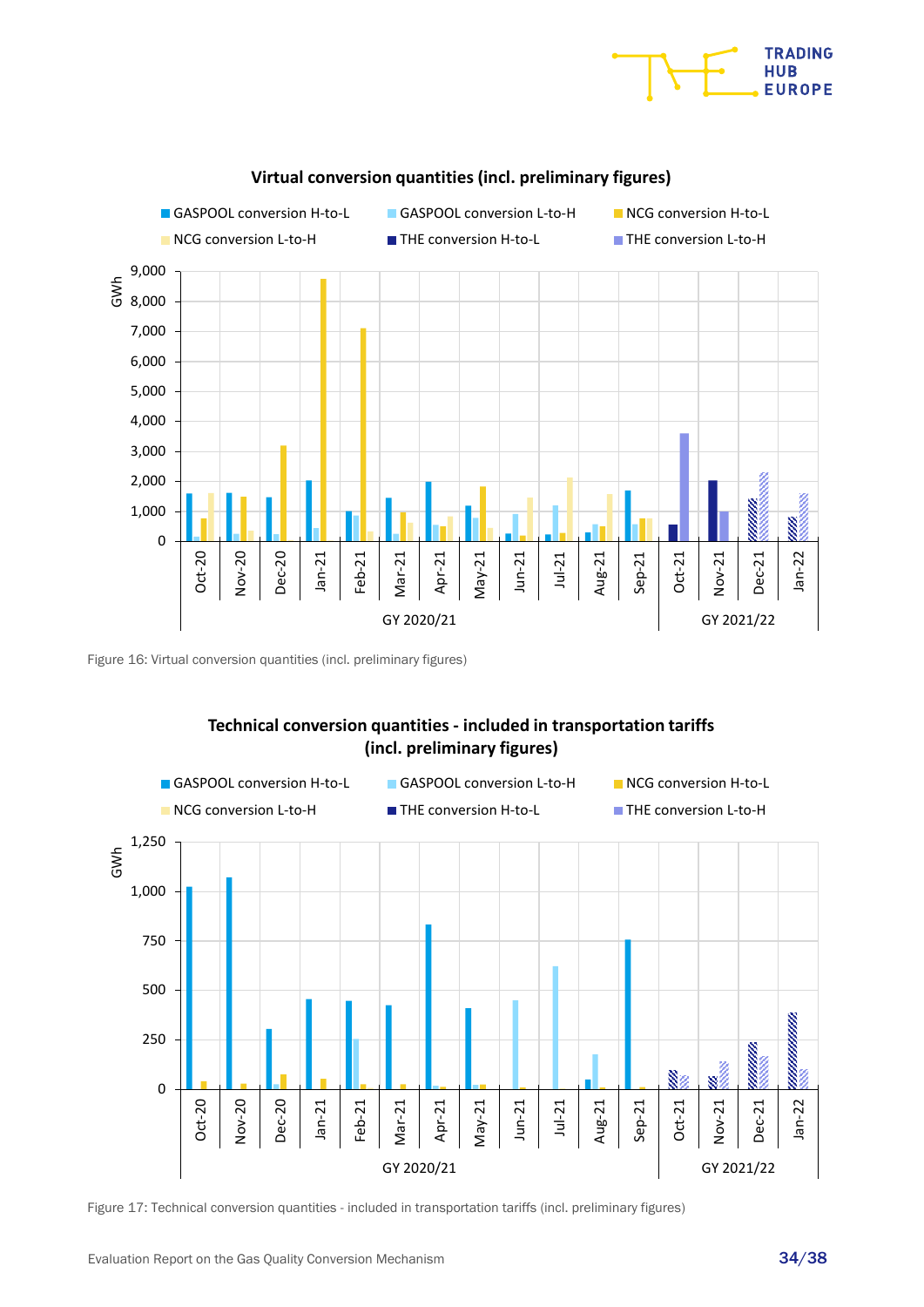Figure 16: Virtual conversion quantities (incl. preliminary figures)

Figure 17: Technical conversion quantities - included in transportation tariffs (incl. preliminary figures)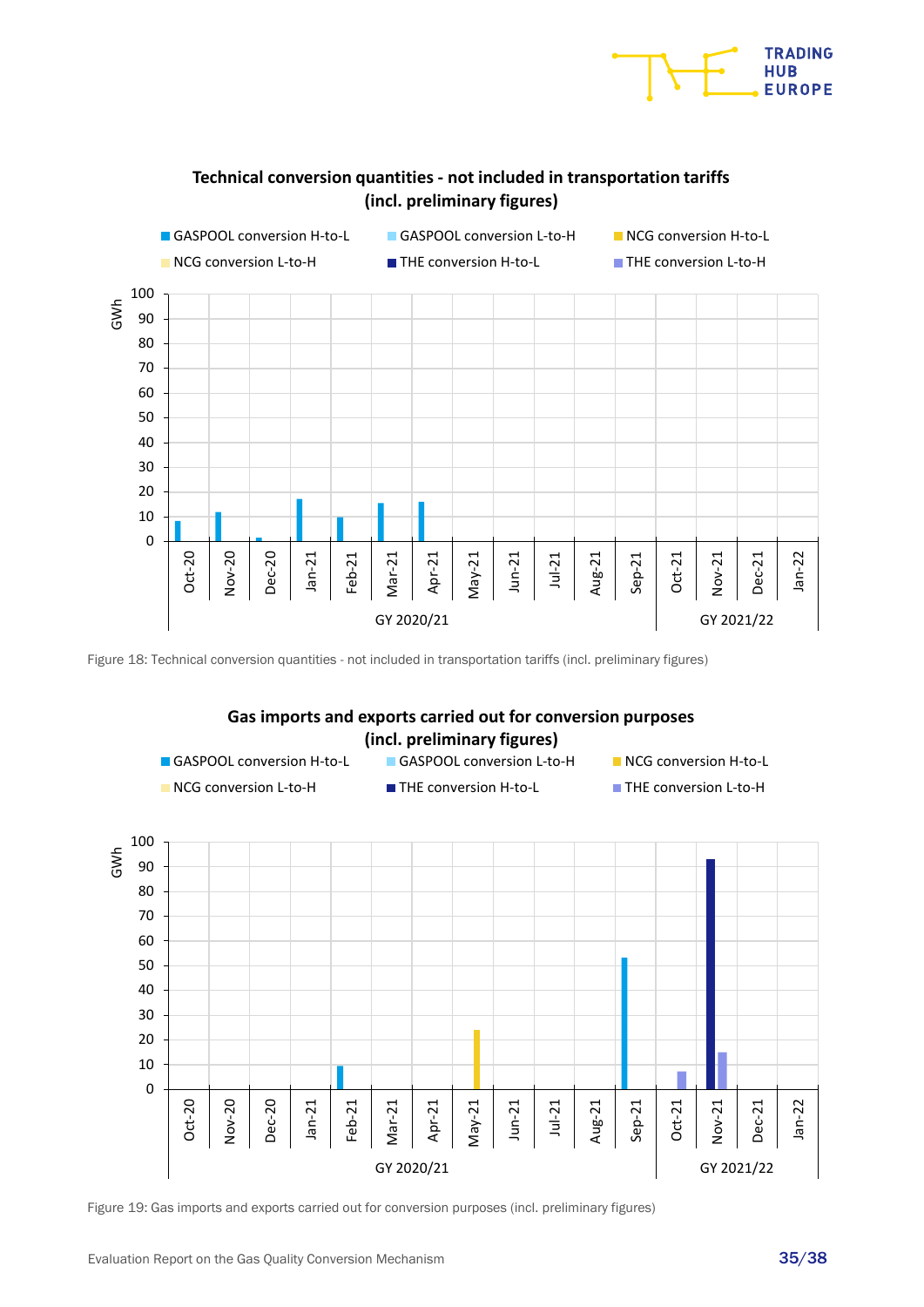**Technical conversion quantities - not included in transportation tariffs (incl. preliminary figures)**

Figure 18: Technical conversion quantities - not included in transportation tariffs (incl. preliminary figures)

**Gas imports and exports carried out for conversion purposes (incl. preliminary figures)**

Figure 19: Gas imports and exports carried out for conversion purposes (incl. preliminary figures)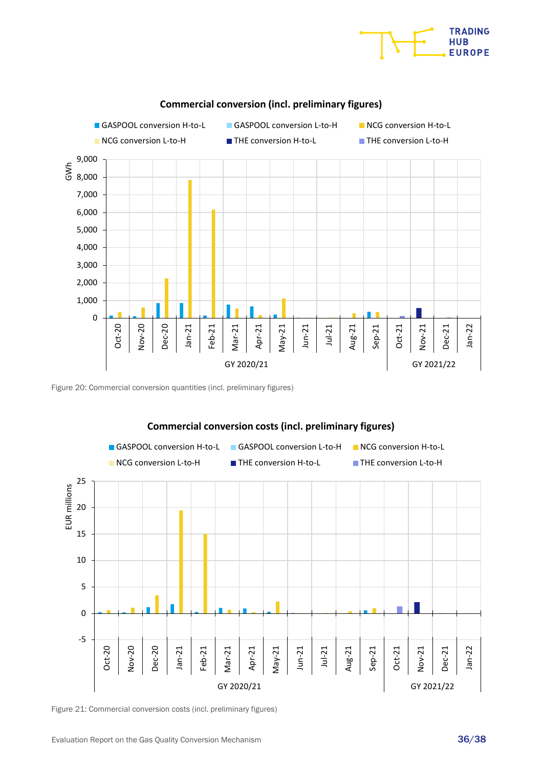Figure 20: Commercial conversion quantities (incl. preliminary figures)

Figure 21: Commercial conversion costs (incl. preliminary figures)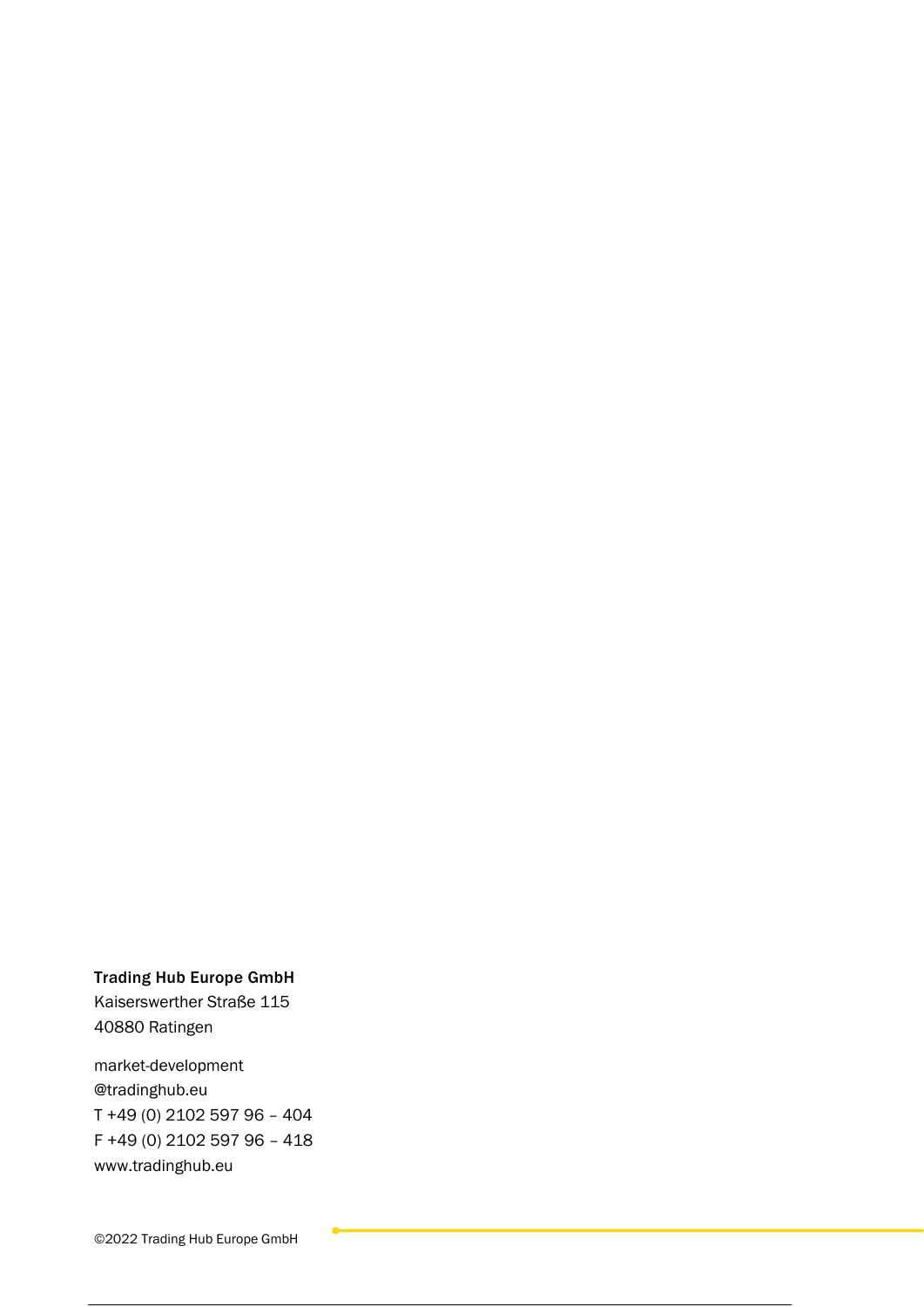**Trading Hub Europe GmbH**
Kaiserswerther Straße 115
40880 Ratingen

market-development
@tradinghub.eu
T +49 (0) 2102 597 96 – 404
F +49 (0) 2102 597 96 – 418
www.tradinghub.eu

©2022 Trading Hub Europe GmbH